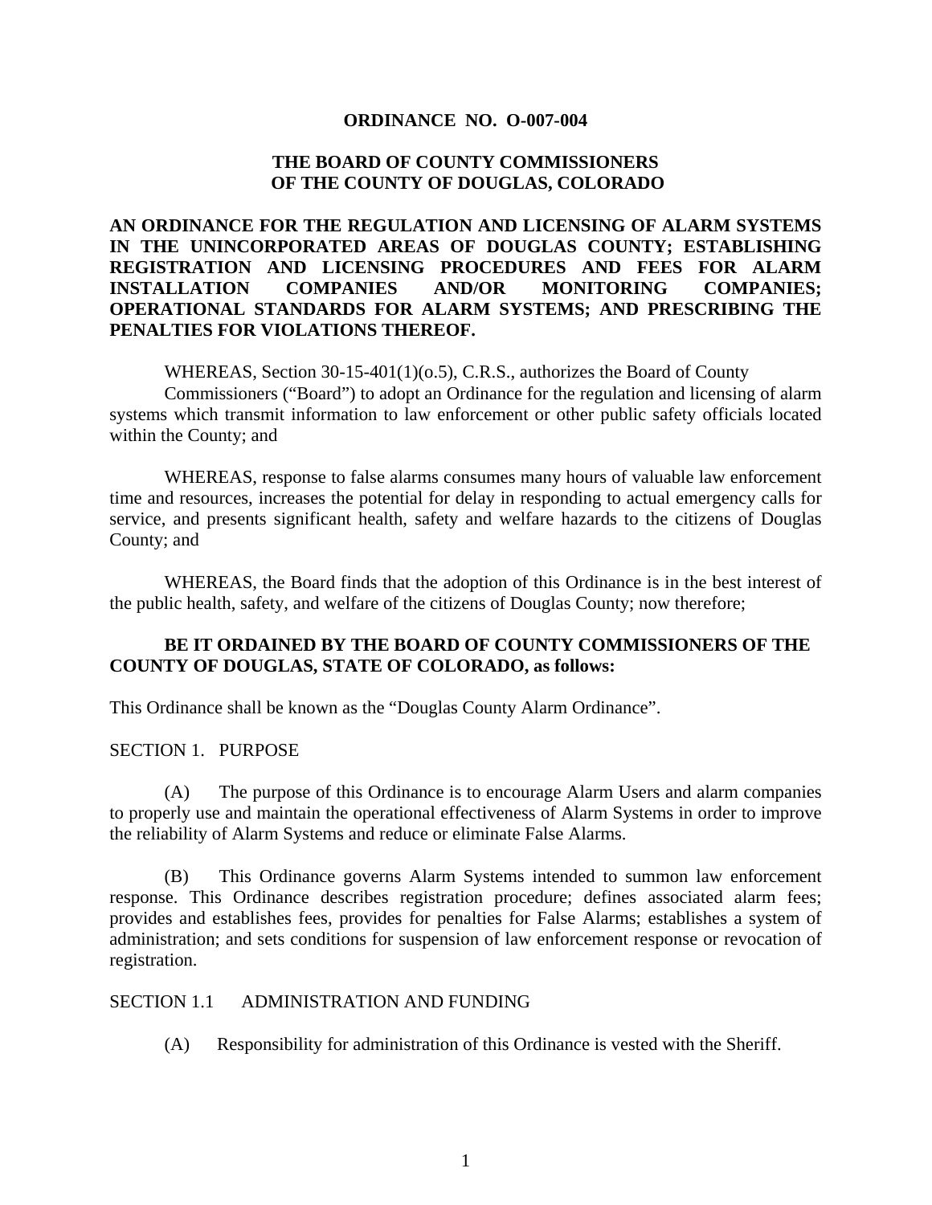**ORDINANCE NO. O-007-004**

**THE BOARD OF COUNTY COMMISSIONERS OF THE COUNTY OF DOUGLAS, COLORADO**

**AN ORDINANCE FOR THE REGULATION AND LICENSING OF ALARM SYSTEMS IN THE UNINCORPORATED AREAS OF DOUGLAS COUNTY; ESTABLISHING REGISTRATION AND LICENSING PROCEDURES AND FEES FOR ALARM INSTALLATION COMPANIES AND/OR MONITORING COMPANIES; OPERATIONAL STANDARDS FOR ALARM SYSTEMS; AND PRESCRIBING THE PENALTIES FOR VIOLATIONS THEREOF.**

WHEREAS, Section 30-15-401(1)(o.5), C.R.S., authorizes the Board of County Commissioners ("Board") to adopt an Ordinance for the regulation and licensing of alarm systems which transmit information to law enforcement or other public safety officials located within the County; and

WHEREAS, response to false alarms consumes many hours of valuable law enforcement time and resources, increases the potential for delay in responding to actual emergency calls for service, and presents significant health, safety and welfare hazards to the citizens of Douglas County; and

WHEREAS, the Board finds that the adoption of this Ordinance is in the best interest of the public health, safety, and welfare of the citizens of Douglas County; now therefore;

**BE IT ORDAINED BY THE BOARD OF COUNTY COMMISSIONERS OF THE COUNTY OF DOUGLAS, STATE OF COLORADO, as follows:**

This Ordinance shall be known as the "Douglas County Alarm Ordinance".

SECTION 1. PURPOSE

(A) The purpose of this Ordinance is to encourage Alarm Users and alarm companies to properly use and maintain the operational effectiveness of Alarm Systems in order to improve the reliability of Alarm Systems and reduce or eliminate False Alarms.

(B) This Ordinance governs Alarm Systems intended to summon law enforcement response. This Ordinance describes registration procedure; defines associated alarm fees; provides and establishes fees, provides for penalties for False Alarms; establishes a system of administration; and sets conditions for suspension of law enforcement response or revocation of registration.

SECTION 1.1 ADMINISTRATION AND FUNDING

(A) Responsibility for administration of this Ordinance is vested with the Sheriff.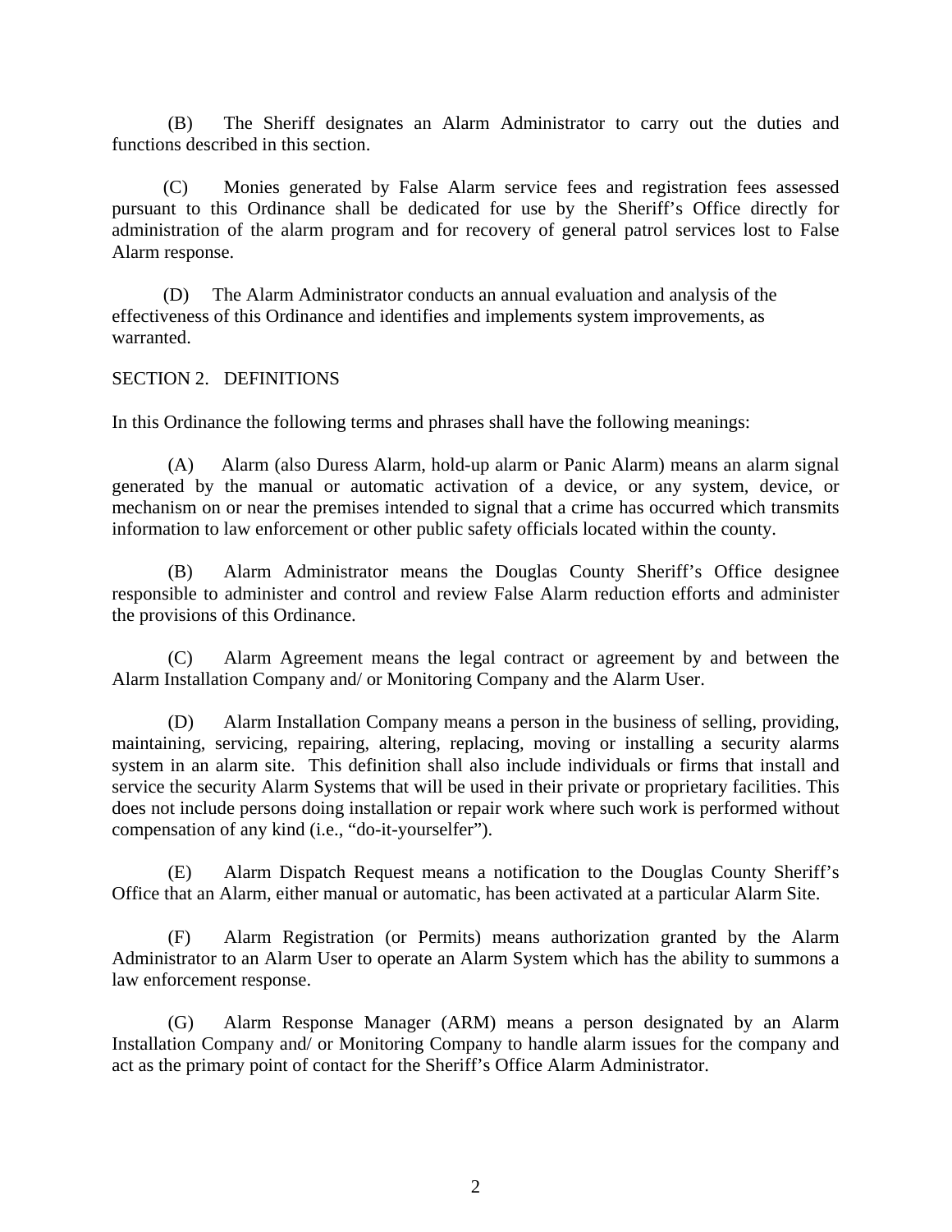(B) The Sheriff designates an Alarm Administrator to carry out the duties and functions described in this section.

(C) Monies generated by False Alarm service fees and registration fees assessed pursuant to this Ordinance shall be dedicated for use by the Sheriff's Office directly for administration of the alarm program and for recovery of general patrol services lost to False Alarm response.

(D) The Alarm Administrator conducts an annual evaluation and analysis of the effectiveness of this Ordinance and identifies and implements system improvements, as warranted.

SECTION 2. DEFINITIONS

In this Ordinance the following terms and phrases shall have the following meanings:

(A) Alarm (also Duress Alarm, hold-up alarm or Panic Alarm) means an alarm signal generated by the manual or automatic activation of a device, or any system, device, or mechanism on or near the premises intended to signal that a crime has occurred which transmits information to law enforcement or other public safety officials located within the county.

(B) Alarm Administrator means the Douglas County Sheriff's Office designee responsible to administer and control and review False Alarm reduction efforts and administer the provisions of this Ordinance.

(C) Alarm Agreement means the legal contract or agreement by and between the Alarm Installation Company and/ or Monitoring Company and the Alarm User.

(D) Alarm Installation Company means a person in the business of selling, providing, maintaining, servicing, repairing, altering, replacing, moving or installing a security alarms system in an alarm site. This definition shall also include individuals or firms that install and service the security Alarm Systems that will be used in their private or proprietary facilities. This does not include persons doing installation or repair work where such work is performed without compensation of any kind (i.e., "do-it-yourselfer").

(E) Alarm Dispatch Request means a notification to the Douglas County Sheriff's Office that an Alarm, either manual or automatic, has been activated at a particular Alarm Site.

(F) Alarm Registration (or Permits) means authorization granted by the Alarm Administrator to an Alarm User to operate an Alarm System which has the ability to summons a law enforcement response.

(G) Alarm Response Manager (ARM) means a person designated by an Alarm Installation Company and/ or Monitoring Company to handle alarm issues for the company and act as the primary point of contact for the Sheriff's Office Alarm Administrator.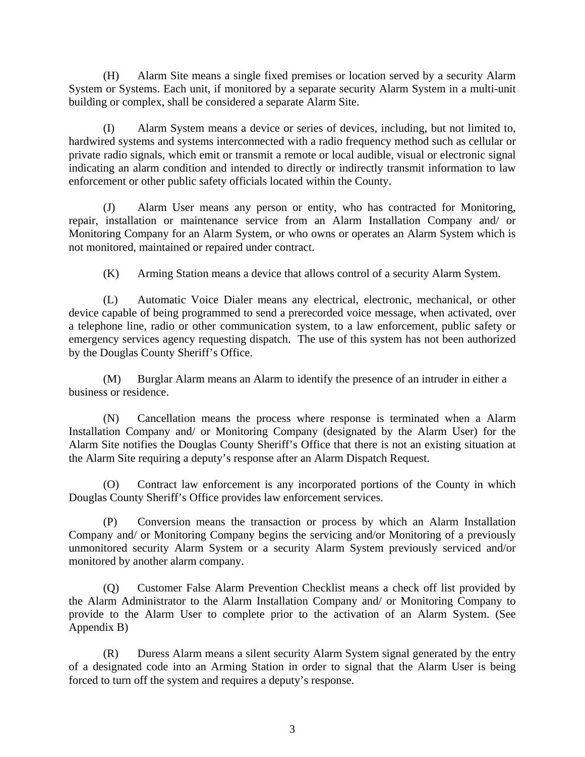(H) Alarm Site means a single fixed premises or location served by a security Alarm System or Systems. Each unit, if monitored by a separate security Alarm System in a multi-unit building or complex, shall be considered a separate Alarm Site.

(I) Alarm System means a device or series of devices, including, but not limited to, hardwired systems and systems interconnected with a radio frequency method such as cellular or private radio signals, which emit or transmit a remote or local audible, visual or electronic signal indicating an alarm condition and intended to directly or indirectly transmit information to law enforcement or other public safety officials located within the County.

(J) Alarm User means any person or entity, who has contracted for Monitoring, repair, installation or maintenance service from an Alarm Installation Company and/ or Monitoring Company for an Alarm System, or who owns or operates an Alarm System which is not monitored, maintained or repaired under contract.

(K) Arming Station means a device that allows control of a security Alarm System.

(L) Automatic Voice Dialer means any electrical, electronic, mechanical, or other device capable of being programmed to send a prerecorded voice message, when activated, over a telephone line, radio or other communication system, to a law enforcement, public safety or emergency services agency requesting dispatch. The use of this system has not been authorized by the Douglas County Sheriff's Office.

(M) Burglar Alarm means an Alarm to identify the presence of an intruder in either a business or residence.

(N) Cancellation means the process where response is terminated when a Alarm Installation Company and/ or Monitoring Company (designated by the Alarm User) for the Alarm Site notifies the Douglas County Sheriff's Office that there is not an existing situation at the Alarm Site requiring a deputy's response after an Alarm Dispatch Request.

(O) Contract law enforcement is any incorporated portions of the County in which Douglas County Sheriff's Office provides law enforcement services.

(P) Conversion means the transaction or process by which an Alarm Installation Company and/ or Monitoring Company begins the servicing and/or Monitoring of a previously unmonitored security Alarm System or a security Alarm System previously serviced and/or monitored by another alarm company.

(Q) Customer False Alarm Prevention Checklist means a check off list provided by the Alarm Administrator to the Alarm Installation Company and/ or Monitoring Company to provide to the Alarm User to complete prior to the activation of an Alarm System. (See Appendix B)

(R) Duress Alarm means a silent security Alarm System signal generated by the entry of a designated code into an Arming Station in order to signal that the Alarm User is being forced to turn off the system and requires a deputy's response.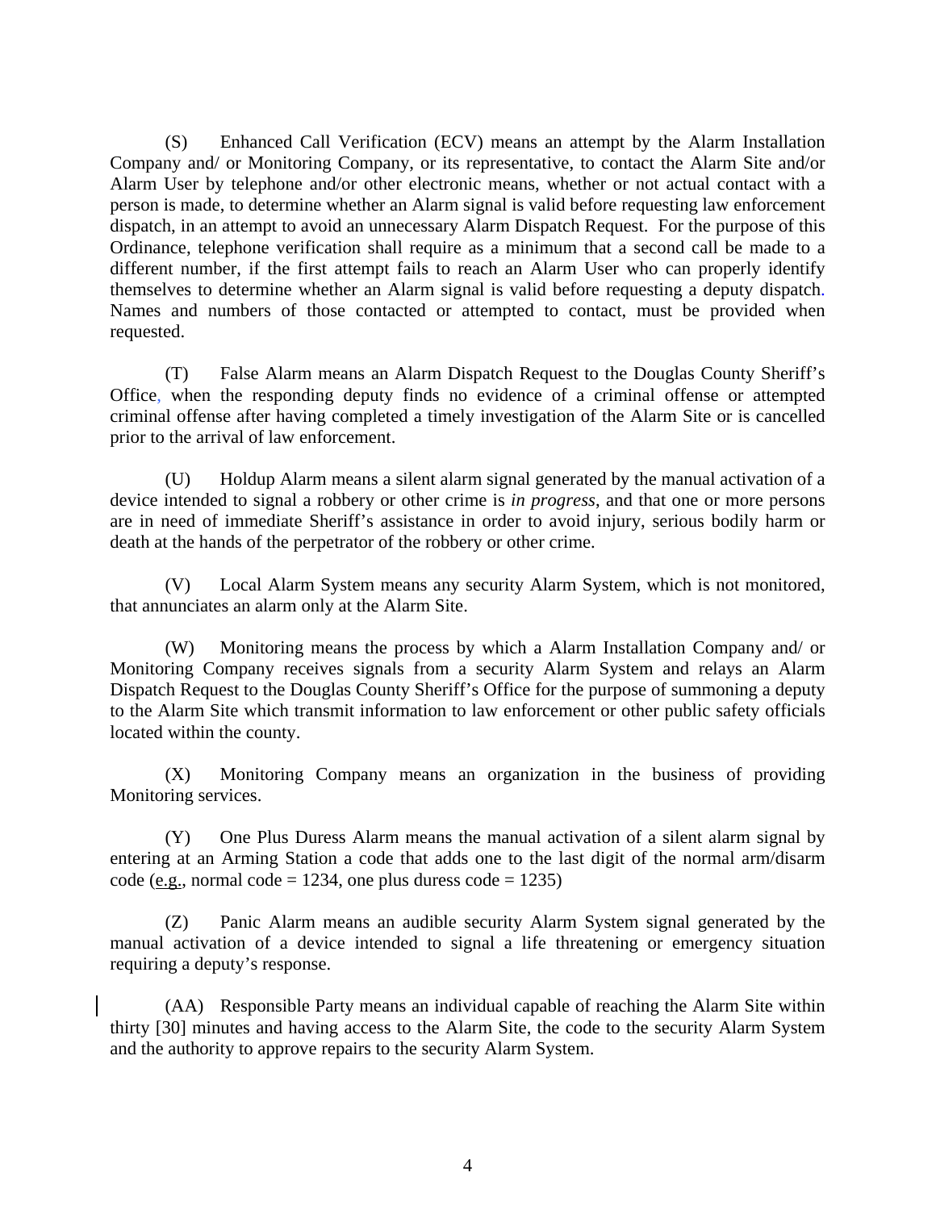(S) Enhanced Call Verification (ECV) means an attempt by the Alarm Installation Company and/ or Monitoring Company, or its representative, to contact the Alarm Site and/or Alarm User by telephone and/or other electronic means, whether or not actual contact with a person is made, to determine whether an Alarm signal is valid before requesting law enforcement dispatch, in an attempt to avoid an unnecessary Alarm Dispatch Request. For the purpose of this Ordinance, telephone verification shall require as a minimum that a second call be made to a different number, if the first attempt fails to reach an Alarm User who can properly identify themselves to determine whether an Alarm signal is valid before requesting a deputy dispatch. Names and numbers of those contacted or attempted to contact, must be provided when requested.

(T) False Alarm means an Alarm Dispatch Request to the Douglas County Sheriff's Office, when the responding deputy finds no evidence of a criminal offense or attempted criminal offense after having completed a timely investigation of the Alarm Site or is cancelled prior to the arrival of law enforcement.

(U) Holdup Alarm means a silent alarm signal generated by the manual activation of a device intended to signal a robbery or other crime is *in progress*, and that one or more persons are in need of immediate Sheriff's assistance in order to avoid injury, serious bodily harm or death at the hands of the perpetrator of the robbery or other crime.

(V) Local Alarm System means any security Alarm System, which is not monitored, that annunciates an alarm only at the Alarm Site.

(W) Monitoring means the process by which a Alarm Installation Company and/ or Monitoring Company receives signals from a security Alarm System and relays an Alarm Dispatch Request to the Douglas County Sheriff's Office for the purpose of summoning a deputy to the Alarm Site which transmit information to law enforcement or other public safety officials located within the county.

(X) Monitoring Company means an organization in the business of providing Monitoring services.

(Y) One Plus Duress Alarm means the manual activation of a silent alarm signal by entering at an Arming Station a code that adds one to the last digit of the normal arm/disarm code (e.g., normal code = 1234, one plus duress code = 1235)

(Z) Panic Alarm means an audible security Alarm System signal generated by the manual activation of a device intended to signal a life threatening or emergency situation requiring a deputy's response.

(AA) Responsible Party means an individual capable of reaching the Alarm Site within thirty [30] minutes and having access to the Alarm Site, the code to the security Alarm System and the authority to approve repairs to the security Alarm System.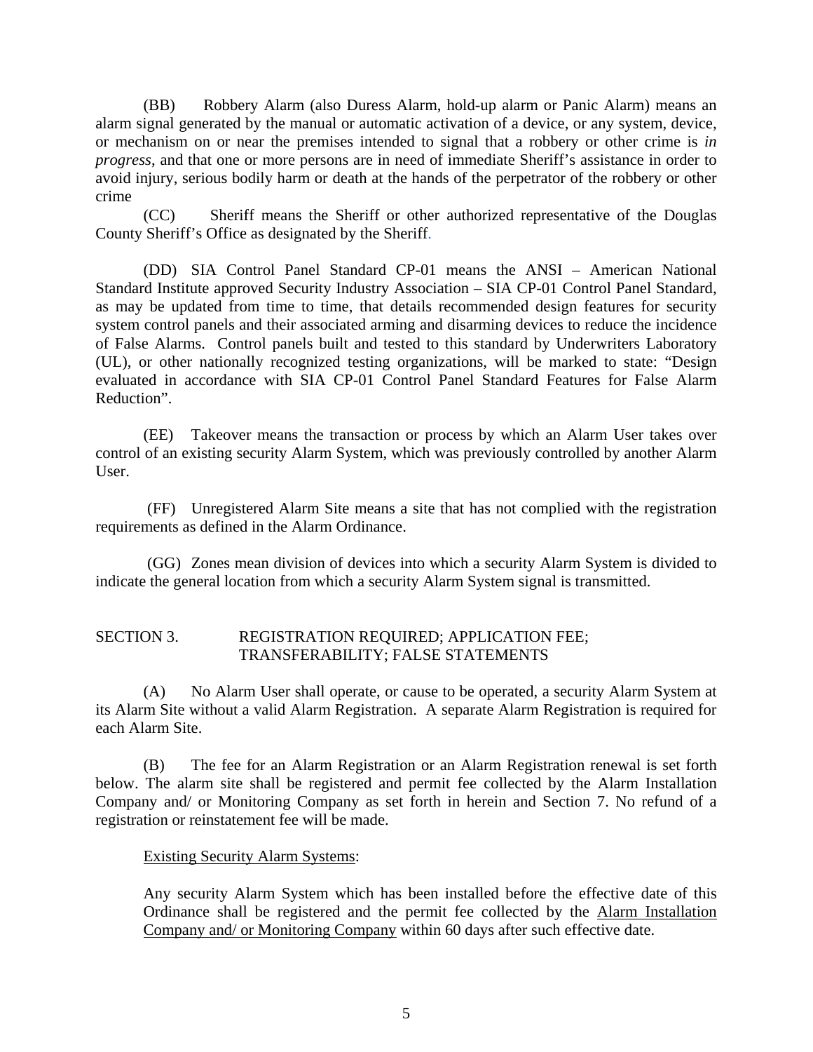(BB) Robbery Alarm (also Duress Alarm, hold-up alarm or Panic Alarm) means an alarm signal generated by the manual or automatic activation of a device, or any system, device, or mechanism on or near the premises intended to signal that a robbery or other crime is *in progress*, and that one or more persons are in need of immediate Sheriff's assistance in order to avoid injury, serious bodily harm or death at the hands of the perpetrator of the robbery or other crime

(CC) Sheriff means the Sheriff or other authorized representative of the Douglas County Sheriff's Office as designated by the Sheriff.

(DD) SIA Control Panel Standard CP-01 means the ANSI – American National Standard Institute approved Security Industry Association – SIA CP-01 Control Panel Standard, as may be updated from time to time, that details recommended design features for security system control panels and their associated arming and disarming devices to reduce the incidence of False Alarms. Control panels built and tested to this standard by Underwriters Laboratory (UL), or other nationally recognized testing organizations, will be marked to state: "Design evaluated in accordance with SIA CP-01 Control Panel Standard Features for False Alarm Reduction".

(EE) Takeover means the transaction or process by which an Alarm User takes over control of an existing security Alarm System, which was previously controlled by another Alarm User.

(FF) Unregistered Alarm Site means a site that has not complied with the registration requirements as defined in the Alarm Ordinance.

(GG) Zones mean division of devices into which a security Alarm System is divided to indicate the general location from which a security Alarm System signal is transmitted.

SECTION 3. REGISTRATION REQUIRED; APPLICATION FEE; TRANSFERABILITY; FALSE STATEMENTS

(A) No Alarm User shall operate, or cause to be operated, a security Alarm System at its Alarm Site without a valid Alarm Registration. A separate Alarm Registration is required for each Alarm Site.

(B) The fee for an Alarm Registration or an Alarm Registration renewal is set forth below. The alarm site shall be registered and permit fee collected by the Alarm Installation Company and/ or Monitoring Company as set forth in herein and Section 7. No refund of a registration or reinstatement fee will be made.

<u>Existing Security Alarm Systems</u>:

Any security Alarm System which has been installed before the effective date of this Ordinance shall be registered and the permit fee collected by the <u>Alarm Installation Company and/ or Monitoring Company</u> within 60 days after such effective date.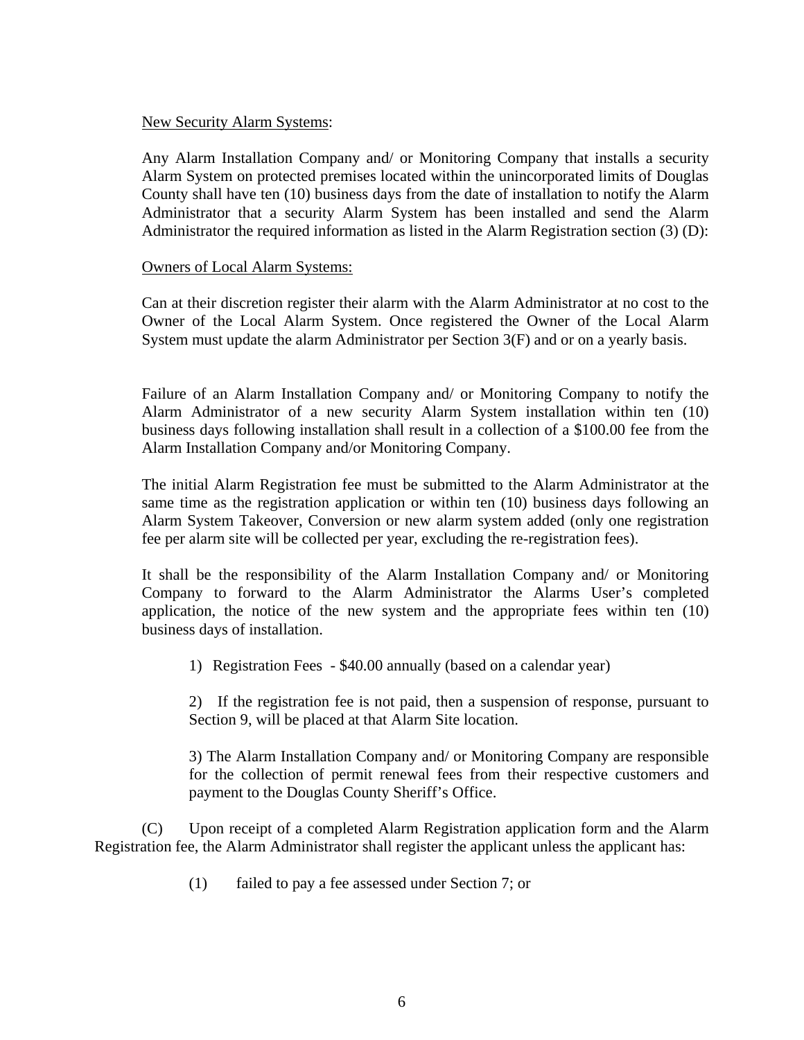<u>New Security Alarm Systems</u>:

Any Alarm Installation Company and/ or Monitoring Company that installs a security Alarm System on protected premises located within the unincorporated limits of Douglas County shall have ten (10) business days from the date of installation to notify the Alarm Administrator that a security Alarm System has been installed and send the Alarm Administrator the required information as listed in the Alarm Registration section (3) (D):

<u>Owners of Local Alarm Systems:</u>

Can at their discretion register their alarm with the Alarm Administrator at no cost to the Owner of the Local Alarm System. Once registered the Owner of the Local Alarm System must update the alarm Administrator per Section 3(F) and or on a yearly basis.

Failure of an Alarm Installation Company and/ or Monitoring Company to notify the Alarm Administrator of a new security Alarm System installation within ten (10) business days following installation shall result in a collection of a $100.00 fee from the Alarm Installation Company and/or Monitoring Company.

The initial Alarm Registration fee must be submitted to the Alarm Administrator at the same time as the registration application or within ten (10) business days following an Alarm System Takeover, Conversion or new alarm system added (only one registration fee per alarm site will be collected per year, excluding the re-registration fees).

It shall be the responsibility of the Alarm Installation Company and/ or Monitoring Company to forward to the Alarm Administrator the Alarms User's completed application, the notice of the new system and the appropriate fees within ten (10) business days of installation.

1) Registration Fees - $40.00 annually (based on a calendar year)

2) If the registration fee is not paid, then a suspension of response, pursuant to Section 9, will be placed at that Alarm Site location.

3) The Alarm Installation Company and/ or Monitoring Company are responsible for the collection of permit renewal fees from their respective customers and payment to the Douglas County Sheriff's Office.

(C) Upon receipt of a completed Alarm Registration application form and the Alarm Registration fee, the Alarm Administrator shall register the applicant unless the applicant has:

(1) failed to pay a fee assessed under Section 7; or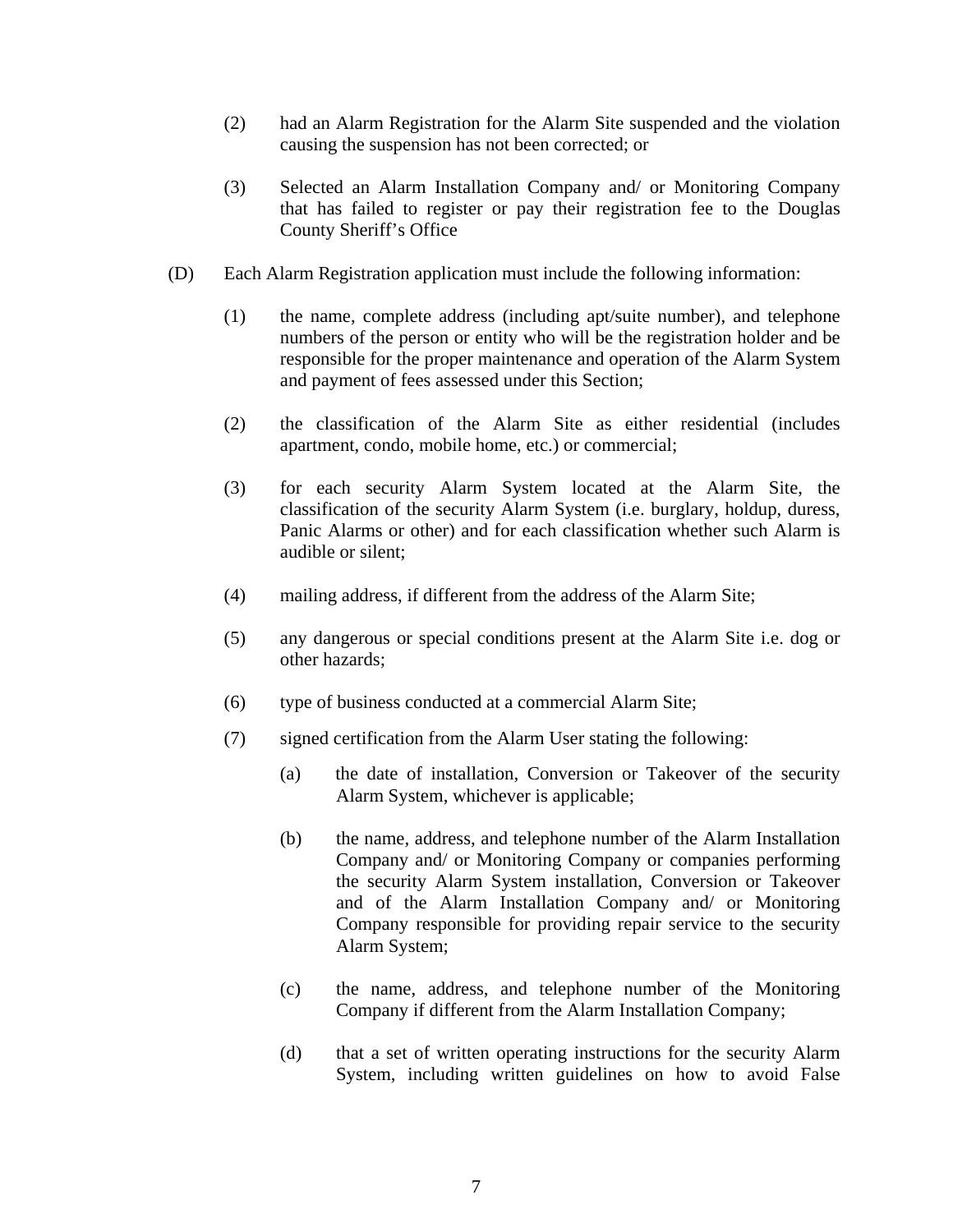(2) had an Alarm Registration for the Alarm Site suspended and the violation causing the suspension has not been corrected; or

(3) Selected an Alarm Installation Company and/ or Monitoring Company that has failed to register or pay their registration fee to the Douglas County Sheriff's Office

(D) Each Alarm Registration application must include the following information:

(1) the name, complete address (including apt/suite number), and telephone numbers of the person or entity who will be the registration holder and be responsible for the proper maintenance and operation of the Alarm System and payment of fees assessed under this Section;

(2) the classification of the Alarm Site as either residential (includes apartment, condo, mobile home, etc.) or commercial;

(3) for each security Alarm System located at the Alarm Site, the classification of the security Alarm System (i.e. burglary, holdup, duress, Panic Alarms or other) and for each classification whether such Alarm is audible or silent;

(4) mailing address, if different from the address of the Alarm Site;

(5) any dangerous or special conditions present at the Alarm Site i.e. dog or other hazards;

(6) type of business conducted at a commercial Alarm Site;

(7) signed certification from the Alarm User stating the following:

(a) the date of installation, Conversion or Takeover of the security Alarm System, whichever is applicable;

(b) the name, address, and telephone number of the Alarm Installation Company and/ or Monitoring Company or companies performing the security Alarm System installation, Conversion or Takeover and of the Alarm Installation Company and/ or Monitoring Company responsible for providing repair service to the security Alarm System;

(c) the name, address, and telephone number of the Monitoring Company if different from the Alarm Installation Company;

(d) that a set of written operating instructions for the security Alarm System, including written guidelines on how to avoid False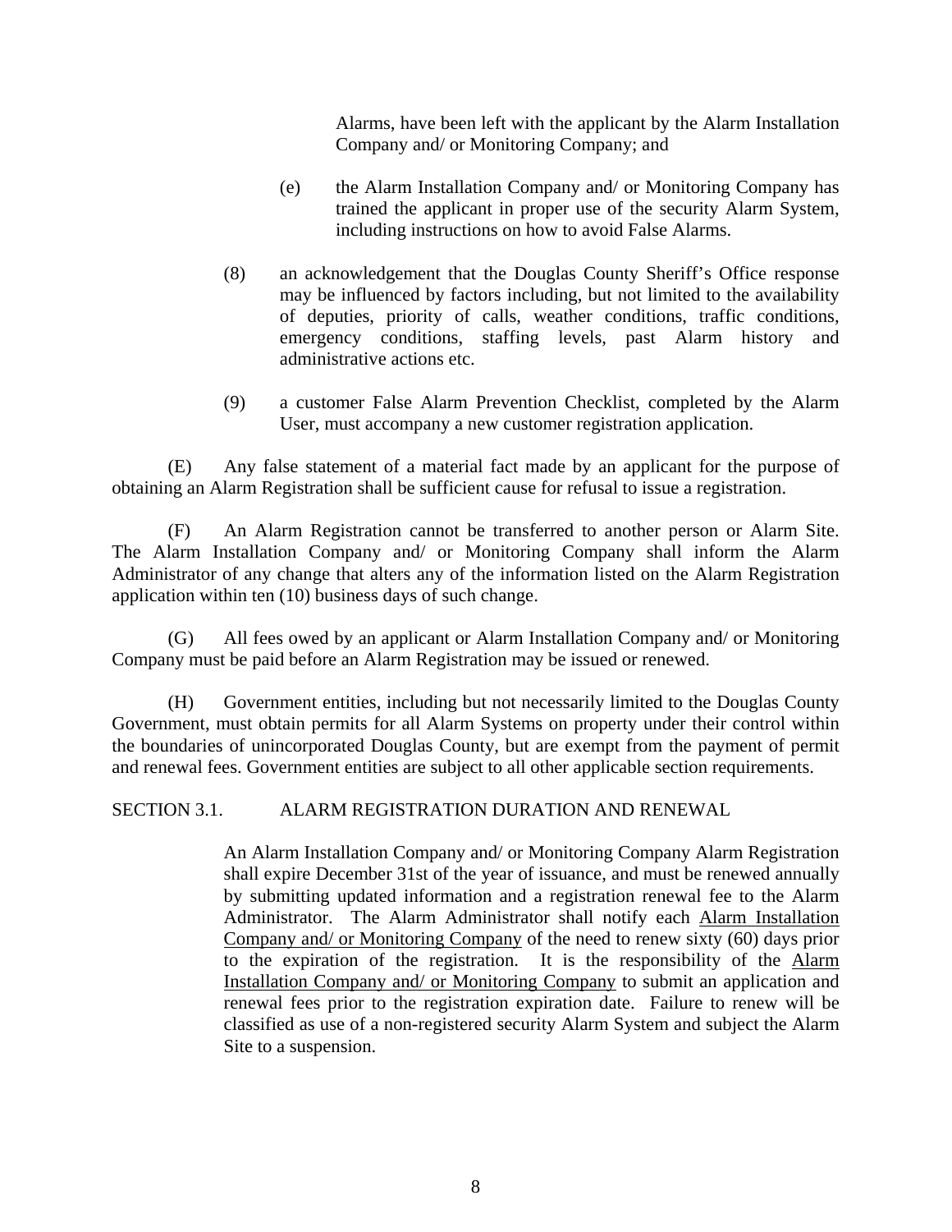Alarms, have been left with the applicant by the Alarm Installation Company and/ or Monitoring Company; and

(e) the Alarm Installation Company and/ or Monitoring Company has trained the applicant in proper use of the security Alarm System, including instructions on how to avoid False Alarms.

(8) an acknowledgement that the Douglas County Sheriff's Office response may be influenced by factors including, but not limited to the availability of deputies, priority of calls, weather conditions, traffic conditions, emergency conditions, staffing levels, past Alarm history and administrative actions etc.

(9) a customer False Alarm Prevention Checklist, completed by the Alarm User, must accompany a new customer registration application.

(E) Any false statement of a material fact made by an applicant for the purpose of obtaining an Alarm Registration shall be sufficient cause for refusal to issue a registration.

(F) An Alarm Registration cannot be transferred to another person or Alarm Site. The Alarm Installation Company and/ or Monitoring Company shall inform the Alarm Administrator of any change that alters any of the information listed on the Alarm Registration application within ten (10) business days of such change.

(G) All fees owed by an applicant or Alarm Installation Company and/ or Monitoring Company must be paid before an Alarm Registration may be issued or renewed.

(H) Government entities, including but not necessarily limited to the Douglas County Government, must obtain permits for all Alarm Systems on property under their control within the boundaries of unincorporated Douglas County, but are exempt from the payment of permit and renewal fees. Government entities are subject to all other applicable section requirements.

SECTION 3.1. ALARM REGISTRATION DURATION AND RENEWAL

An Alarm Installation Company and/ or Monitoring Company Alarm Registration shall expire December 31st of the year of issuance, and must be renewed annually by submitting updated information and a registration renewal fee to the Alarm Administrator. The Alarm Administrator shall notify each <u>Alarm Installation Company and/ or Monitoring Company</u> of the need to renew sixty (60) days prior to the expiration of the registration. It is the responsibility of the <u>Alarm Installation Company and/ or Monitoring Company</u> to submit an application and renewal fees prior to the registration expiration date. Failure to renew will be classified as use of a non-registered security Alarm System and subject the Alarm Site to a suspension.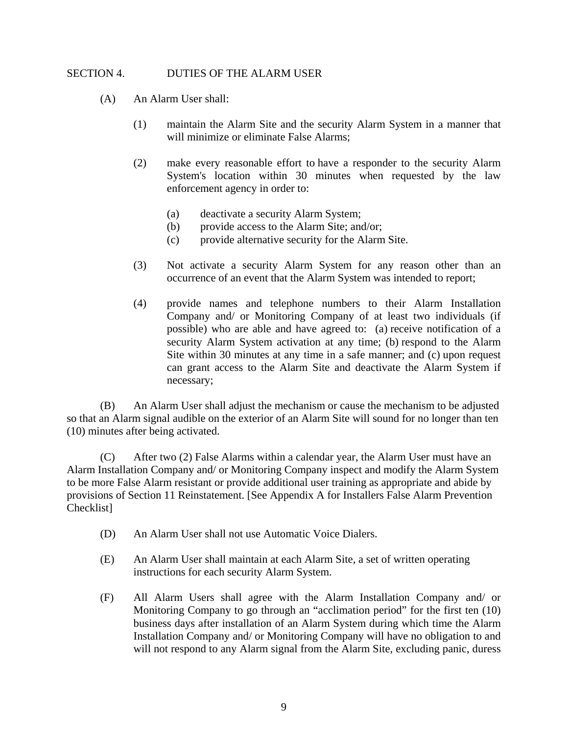## SECTION 4. DUTIES OF THE ALARM USER

(A) An Alarm User shall:

(1) maintain the Alarm Site and the security Alarm System in a manner that will minimize or eliminate False Alarms;

(2) make every reasonable effort to have a responder to the security Alarm System's location within 30 minutes when requested by the law enforcement agency in order to:

(a) deactivate a security Alarm System;
(b) provide access to the Alarm Site; and/or;
(c) provide alternative security for the Alarm Site.

(3) Not activate a security Alarm System for any reason other than an occurrence of an event that the Alarm System was intended to report;

(4) provide names and telephone numbers to their Alarm Installation Company and/ or Monitoring Company of at least two individuals (if possible) who are able and have agreed to: (a) receive notification of a security Alarm System activation at any time; (b) respond to the Alarm Site within 30 minutes at any time in a safe manner; and (c) upon request can grant access to the Alarm Site and deactivate the Alarm System if necessary;

(B) An Alarm User shall adjust the mechanism or cause the mechanism to be adjusted so that an Alarm signal audible on the exterior of an Alarm Site will sound for no longer than ten (10) minutes after being activated.

(C) After two (2) False Alarms within a calendar year, the Alarm User must have an Alarm Installation Company and/ or Monitoring Company inspect and modify the Alarm System to be more False Alarm resistant or provide additional user training as appropriate and abide by provisions of Section 11 Reinstatement. [See Appendix A for Installers False Alarm Prevention Checklist]

(D) An Alarm User shall not use Automatic Voice Dialers.

(E) An Alarm User shall maintain at each Alarm Site, a set of written operating instructions for each security Alarm System.

(F) All Alarm Users shall agree with the Alarm Installation Company and/ or Monitoring Company to go through an "acclimation period" for the first ten (10) business days after installation of an Alarm System during which time the Alarm Installation Company and/ or Monitoring Company will have no obligation to and will not respond to any Alarm signal from the Alarm Site, excluding panic, duress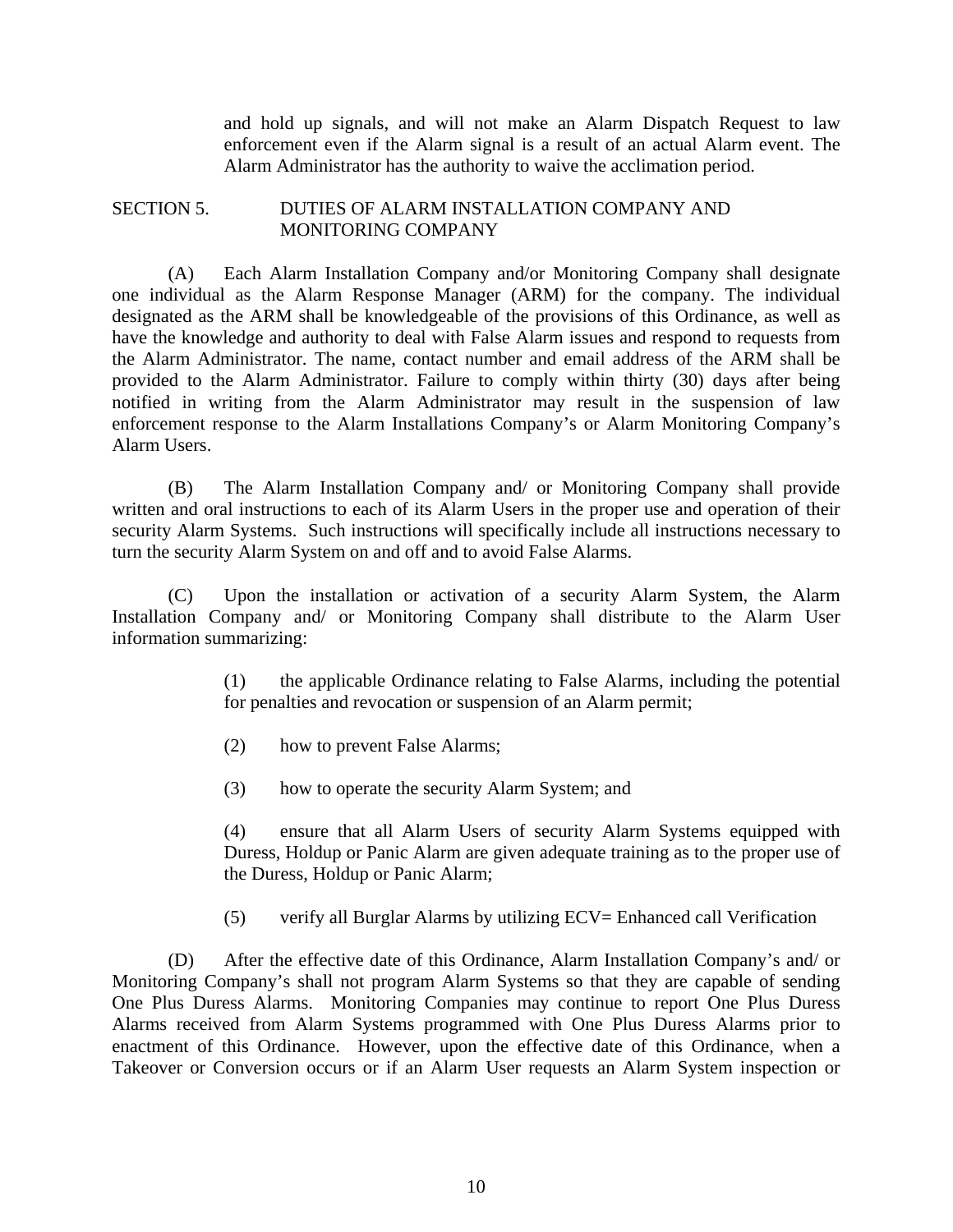and hold up signals, and will not make an Alarm Dispatch Request to law enforcement even if the Alarm signal is a result of an actual Alarm event. The Alarm Administrator has the authority to waive the acclimation period.

## SECTION 5. DUTIES OF ALARM INSTALLATION COMPANY AND MONITORING COMPANY

(A) Each Alarm Installation Company and/or Monitoring Company shall designate one individual as the Alarm Response Manager (ARM) for the company. The individual designated as the ARM shall be knowledgeable of the provisions of this Ordinance, as well as have the knowledge and authority to deal with False Alarm issues and respond to requests from the Alarm Administrator. The name, contact number and email address of the ARM shall be provided to the Alarm Administrator. Failure to comply within thirty (30) days after being notified in writing from the Alarm Administrator may result in the suspension of law enforcement response to the Alarm Installations Company's or Alarm Monitoring Company's Alarm Users.

(B) The Alarm Installation Company and/ or Monitoring Company shall provide written and oral instructions to each of its Alarm Users in the proper use and operation of their security Alarm Systems. Such instructions will specifically include all instructions necessary to turn the security Alarm System on and off and to avoid False Alarms.

(C) Upon the installation or activation of a security Alarm System, the Alarm Installation Company and/ or Monitoring Company shall distribute to the Alarm User information summarizing:

(1) the applicable Ordinance relating to False Alarms, including the potential for penalties and revocation or suspension of an Alarm permit;

(2) how to prevent False Alarms;

(3) how to operate the security Alarm System; and

(4) ensure that all Alarm Users of security Alarm Systems equipped with Duress, Holdup or Panic Alarm are given adequate training as to the proper use of the Duress, Holdup or Panic Alarm;

(5) verify all Burglar Alarms by utilizing ECV= Enhanced call Verification

(D) After the effective date of this Ordinance, Alarm Installation Company's and/ or Monitoring Company's shall not program Alarm Systems so that they are capable of sending One Plus Duress Alarms. Monitoring Companies may continue to report One Plus Duress Alarms received from Alarm Systems programmed with One Plus Duress Alarms prior to enactment of this Ordinance. However, upon the effective date of this Ordinance, when a Takeover or Conversion occurs or if an Alarm User requests an Alarm System inspection or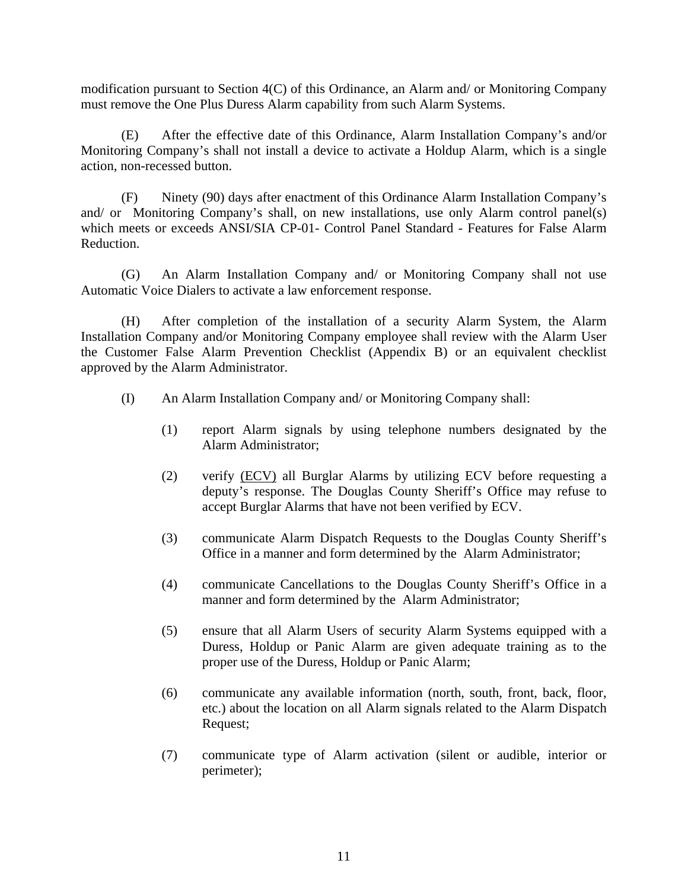modification pursuant to Section 4(C) of this Ordinance, an Alarm and/ or Monitoring Company must remove the One Plus Duress Alarm capability from such Alarm Systems.

(E) After the effective date of this Ordinance, Alarm Installation Company's and/or Monitoring Company's shall not install a device to activate a Holdup Alarm, which is a single action, non-recessed button.

(F) Ninety (90) days after enactment of this Ordinance Alarm Installation Company's and/ or Monitoring Company's shall, on new installations, use only Alarm control panel(s) which meets or exceeds ANSI/SIA CP-01- Control Panel Standard - Features for False Alarm Reduction.

(G) An Alarm Installation Company and/ or Monitoring Company shall not use Automatic Voice Dialers to activate a law enforcement response.

(H) After completion of the installation of a security Alarm System, the Alarm Installation Company and/or Monitoring Company employee shall review with the Alarm User the Customer False Alarm Prevention Checklist (Appendix B) or an equivalent checklist approved by the Alarm Administrator.

(I) An Alarm Installation Company and/ or Monitoring Company shall:

(1) report Alarm signals by using telephone numbers designated by the Alarm Administrator;

(2) verify (ECV) all Burglar Alarms by utilizing ECV before requesting a deputy's response. The Douglas County Sheriff's Office may refuse to accept Burglar Alarms that have not been verified by ECV.

(3) communicate Alarm Dispatch Requests to the Douglas County Sheriff's Office in a manner and form determined by the Alarm Administrator;

(4) communicate Cancellations to the Douglas County Sheriff's Office in a manner and form determined by the Alarm Administrator;

(5) ensure that all Alarm Users of security Alarm Systems equipped with a Duress, Holdup or Panic Alarm are given adequate training as to the proper use of the Duress, Holdup or Panic Alarm;

(6) communicate any available information (north, south, front, back, floor, etc.) about the location on all Alarm signals related to the Alarm Dispatch Request;

(7) communicate type of Alarm activation (silent or audible, interior or perimeter);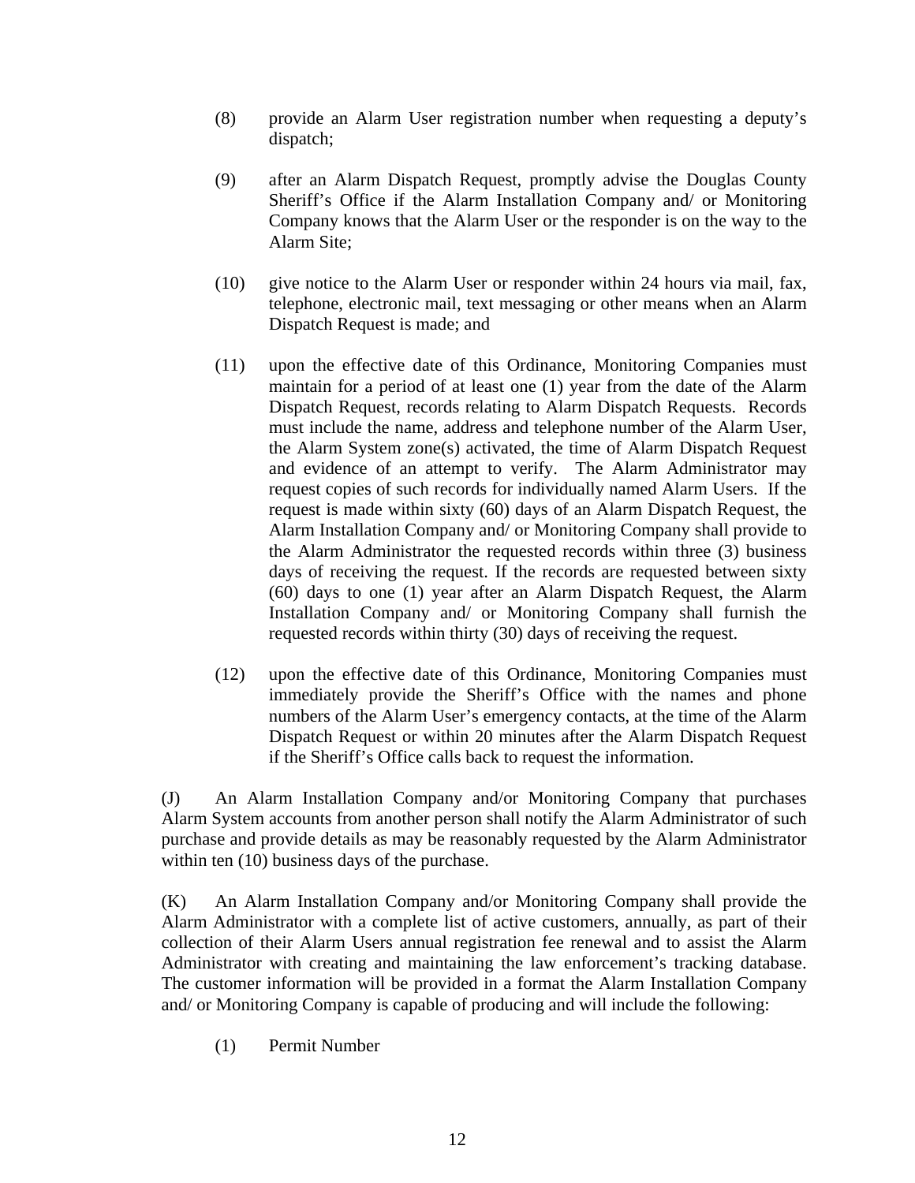(8) provide an Alarm User registration number when requesting a deputy's dispatch;

(9) after an Alarm Dispatch Request, promptly advise the Douglas County Sheriff's Office if the Alarm Installation Company and/ or Monitoring Company knows that the Alarm User or the responder is on the way to the Alarm Site;

(10) give notice to the Alarm User or responder within 24 hours via mail, fax, telephone, electronic mail, text messaging or other means when an Alarm Dispatch Request is made; and

(11) upon the effective date of this Ordinance, Monitoring Companies must maintain for a period of at least one (1) year from the date of the Alarm Dispatch Request, records relating to Alarm Dispatch Requests. Records must include the name, address and telephone number of the Alarm User, the Alarm System zone(s) activated, the time of Alarm Dispatch Request and evidence of an attempt to verify. The Alarm Administrator may request copies of such records for individually named Alarm Users. If the request is made within sixty (60) days of an Alarm Dispatch Request, the Alarm Installation Company and/ or Monitoring Company shall provide to the Alarm Administrator the requested records within three (3) business days of receiving the request. If the records are requested between sixty (60) days to one (1) year after an Alarm Dispatch Request, the Alarm Installation Company and/ or Monitoring Company shall furnish the requested records within thirty (30) days of receiving the request.

(12) upon the effective date of this Ordinance, Monitoring Companies must immediately provide the Sheriff's Office with the names and phone numbers of the Alarm User's emergency contacts, at the time of the Alarm Dispatch Request or within 20 minutes after the Alarm Dispatch Request if the Sheriff's Office calls back to request the information.

(J) An Alarm Installation Company and/or Monitoring Company that purchases Alarm System accounts from another person shall notify the Alarm Administrator of such purchase and provide details as may be reasonably requested by the Alarm Administrator within ten (10) business days of the purchase.

(K) An Alarm Installation Company and/or Monitoring Company shall provide the Alarm Administrator with a complete list of active customers, annually, as part of their collection of their Alarm Users annual registration fee renewal and to assist the Alarm Administrator with creating and maintaining the law enforcement's tracking database. The customer information will be provided in a format the Alarm Installation Company and/ or Monitoring Company is capable of producing and will include the following:

(1) Permit Number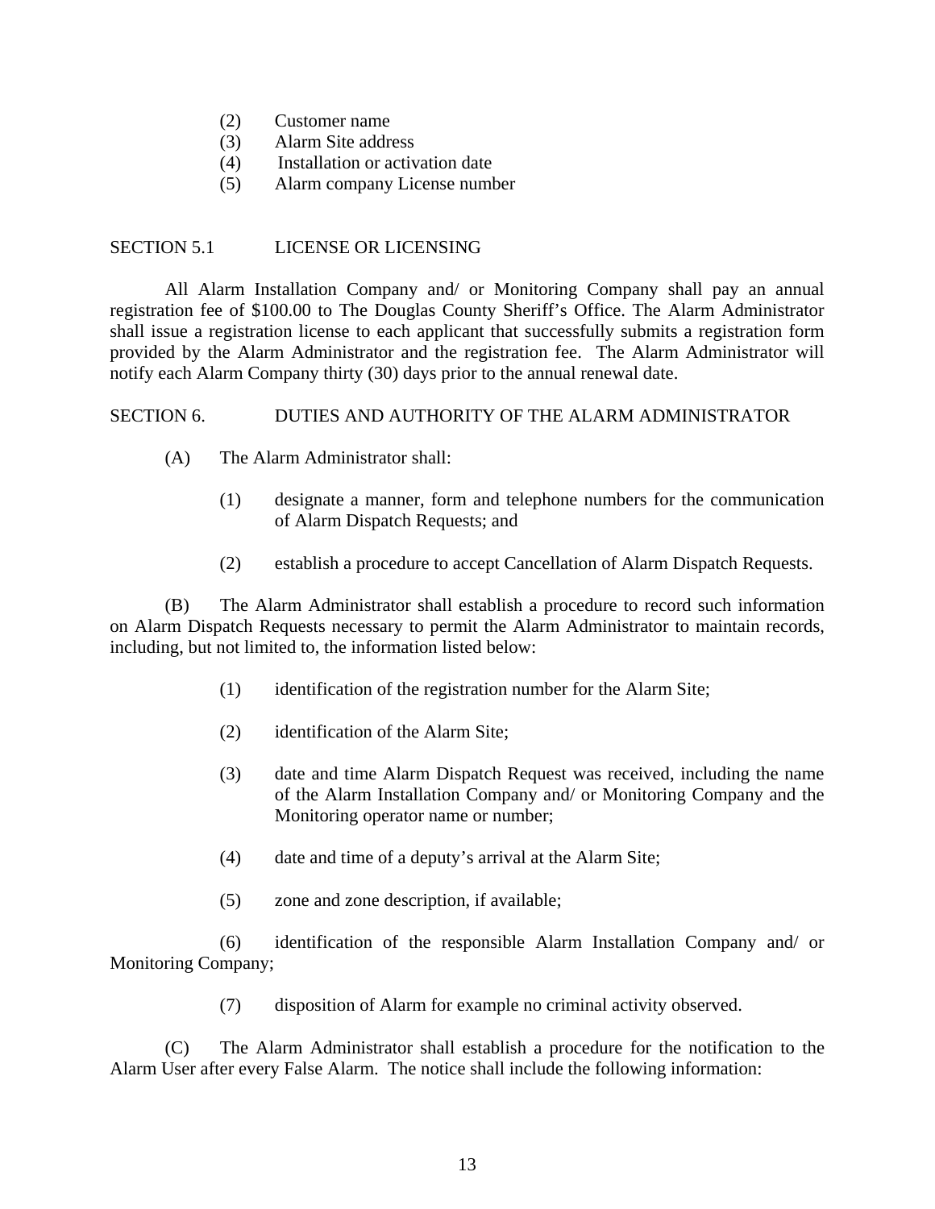(2) Customer name
(3) Alarm Site address
(4) Installation or activation date
(5) Alarm company License number

## SECTION 5.1 LICENSE OR LICENSING

All Alarm Installation Company and/ or Monitoring Company shall pay an annual registration fee of $100.00 to The Douglas County Sheriff's Office. The Alarm Administrator shall issue a registration license to each applicant that successfully submits a registration form provided by the Alarm Administrator and the registration fee. The Alarm Administrator will notify each Alarm Company thirty (30) days prior to the annual renewal date.

## SECTION 6. DUTIES AND AUTHORITY OF THE ALARM ADMINISTRATOR

(A) The Alarm Administrator shall:

(1) designate a manner, form and telephone numbers for the communication of Alarm Dispatch Requests; and

(2) establish a procedure to accept Cancellation of Alarm Dispatch Requests.

(B) The Alarm Administrator shall establish a procedure to record such information on Alarm Dispatch Requests necessary to permit the Alarm Administrator to maintain records, including, but not limited to, the information listed below:

(1) identification of the registration number for the Alarm Site;

(2) identification of the Alarm Site;

(3) date and time Alarm Dispatch Request was received, including the name of the Alarm Installation Company and/ or Monitoring Company and the Monitoring operator name or number;

(4) date and time of a deputy's arrival at the Alarm Site;

(5) zone and zone description, if available;

(6) identification of the responsible Alarm Installation Company and/ or Monitoring Company;

(7) disposition of Alarm for example no criminal activity observed.

(C) The Alarm Administrator shall establish a procedure for the notification to the Alarm User after every False Alarm. The notice shall include the following information: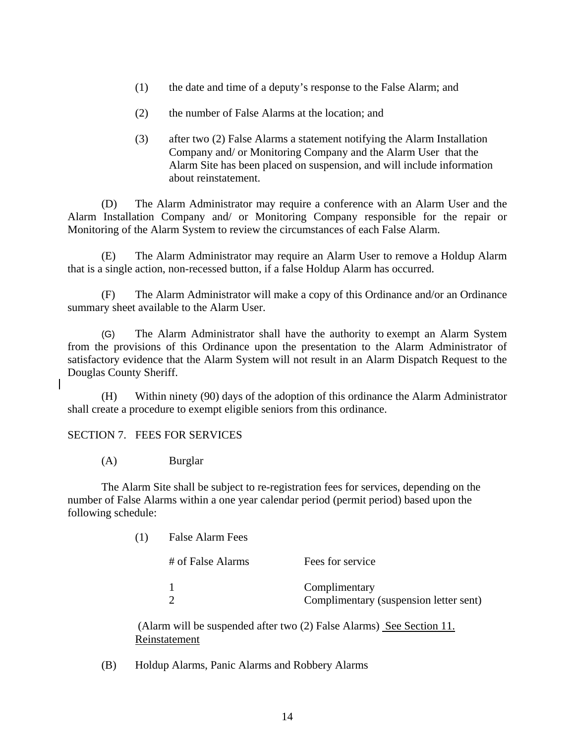(1) the date and time of a deputy's response to the False Alarm; and

(2) the number of False Alarms at the location; and

(3) after two (2) False Alarms a statement notifying the Alarm Installation Company and/ or Monitoring Company and the Alarm User that the Alarm Site has been placed on suspension, and will include information about reinstatement.

(D) The Alarm Administrator may require a conference with an Alarm User and the Alarm Installation Company and/ or Monitoring Company responsible for the repair or Monitoring of the Alarm System to review the circumstances of each False Alarm.

(E) The Alarm Administrator may require an Alarm User to remove a Holdup Alarm that is a single action, non-recessed button, if a false Holdup Alarm has occurred.

(F) The Alarm Administrator will make a copy of this Ordinance and/or an Ordinance summary sheet available to the Alarm User.

(G) The Alarm Administrator shall have the authority to exempt an Alarm System from the provisions of this Ordinance upon the presentation to the Alarm Administrator of satisfactory evidence that the Alarm System will not result in an Alarm Dispatch Request to the Douglas County Sheriff.

(H) Within ninety (90) days of the adoption of this ordinance the Alarm Administrator shall create a procedure to exempt eligible seniors from this ordinance.

SECTION 7. FEES FOR SERVICES

(A) Burglar

The Alarm Site shall be subject to re-registration fees for services, depending on the number of False Alarms within a one year calendar period (permit period) based upon the following schedule:

(1) False Alarm Fees

| # of False Alarms | Fees for service |
|---|---|
| 1 | Complimentary |
| 2 | Complimentary (suspension letter sent) |

(Alarm will be suspended after two (2) False Alarms) See Section 11. Reinstatement

(B) Holdup Alarms, Panic Alarms and Robbery Alarms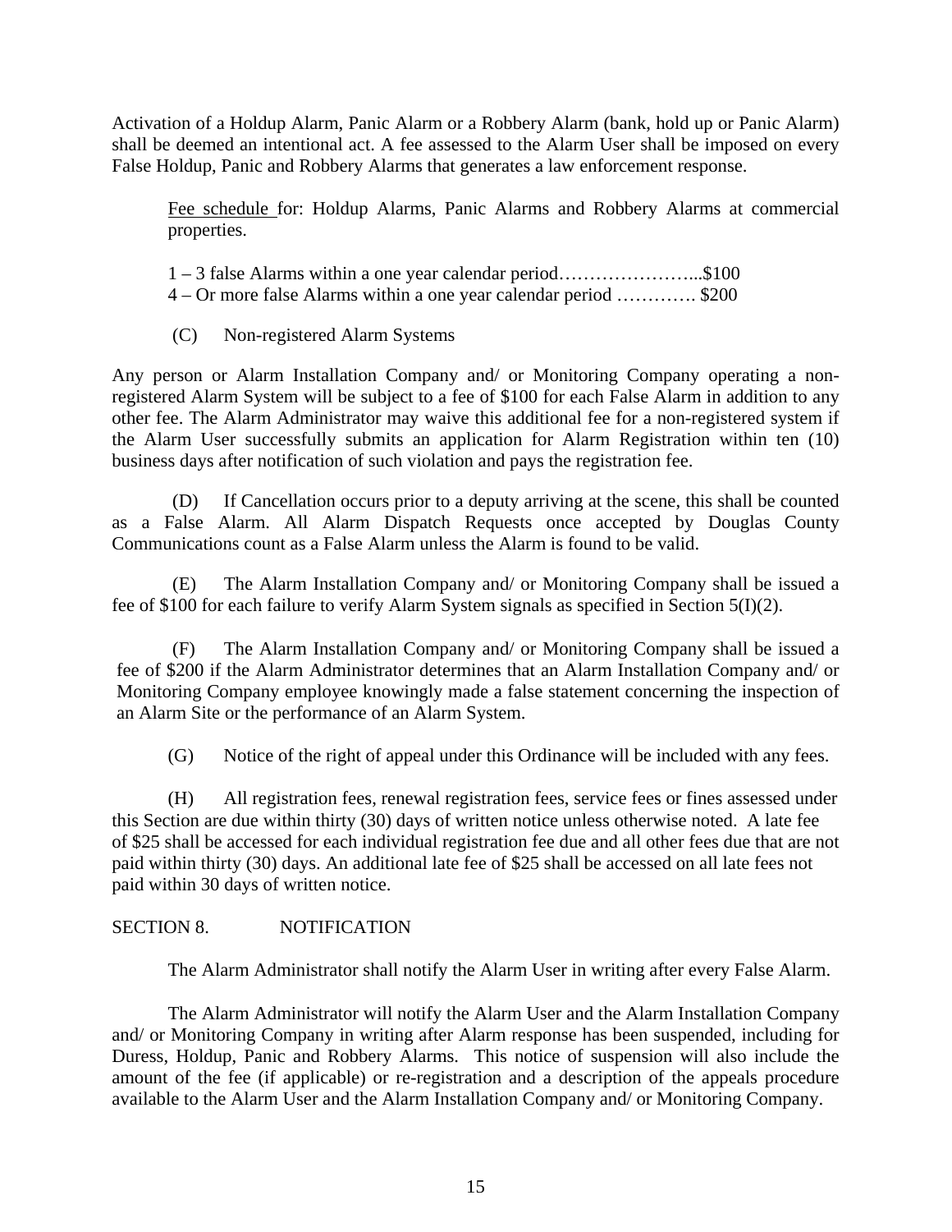Activation of a Holdup Alarm, Panic Alarm or a Robbery Alarm (bank, hold up or Panic Alarm) shall be deemed an intentional act. A fee assessed to the Alarm User shall be imposed on every False Holdup, Panic and Robbery Alarms that generates a law enforcement response.

<u>Fee schedule</u> for: Holdup Alarms, Panic Alarms and Robbery Alarms at commercial properties.

1 – 3 false Alarms within a one year calendar period…………………...$100
4 – Or more false Alarms within a one year calendar period …………. $200

(C) Non-registered Alarm Systems

Any person or Alarm Installation Company and/ or Monitoring Company operating a non-registered Alarm System will be subject to a fee of $100 for each False Alarm in addition to any other fee. The Alarm Administrator may waive this additional fee for a non-registered system if the Alarm User successfully submits an application for Alarm Registration within ten (10) business days after notification of such violation and pays the registration fee.

(D) If Cancellation occurs prior to a deputy arriving at the scene, this shall be counted as a False Alarm. All Alarm Dispatch Requests once accepted by Douglas County Communications count as a False Alarm unless the Alarm is found to be valid.

(E) The Alarm Installation Company and/ or Monitoring Company shall be issued a fee of $100 for each failure to verify Alarm System signals as specified in Section 5(I)(2).

(F) The Alarm Installation Company and/ or Monitoring Company shall be issued a fee of $200 if the Alarm Administrator determines that an Alarm Installation Company and/ or Monitoring Company employee knowingly made a false statement concerning the inspection of an Alarm Site or the performance of an Alarm System.

(G) Notice of the right of appeal under this Ordinance will be included with any fees.

(H) All registration fees, renewal registration fees, service fees or fines assessed under this Section are due within thirty (30) days of written notice unless otherwise noted. A late fee of $25 shall be accessed for each individual registration fee due and all other fees due that are not paid within thirty (30) days. An additional late fee of $25 shall be accessed on all late fees not paid within 30 days of written notice.

## SECTION 8. NOTIFICATION

The Alarm Administrator shall notify the Alarm User in writing after every False Alarm.

The Alarm Administrator will notify the Alarm User and the Alarm Installation Company and/ or Monitoring Company in writing after Alarm response has been suspended, including for Duress, Holdup, Panic and Robbery Alarms. This notice of suspension will also include the amount of the fee (if applicable) or re-registration and a description of the appeals procedure available to the Alarm User and the Alarm Installation Company and/ or Monitoring Company.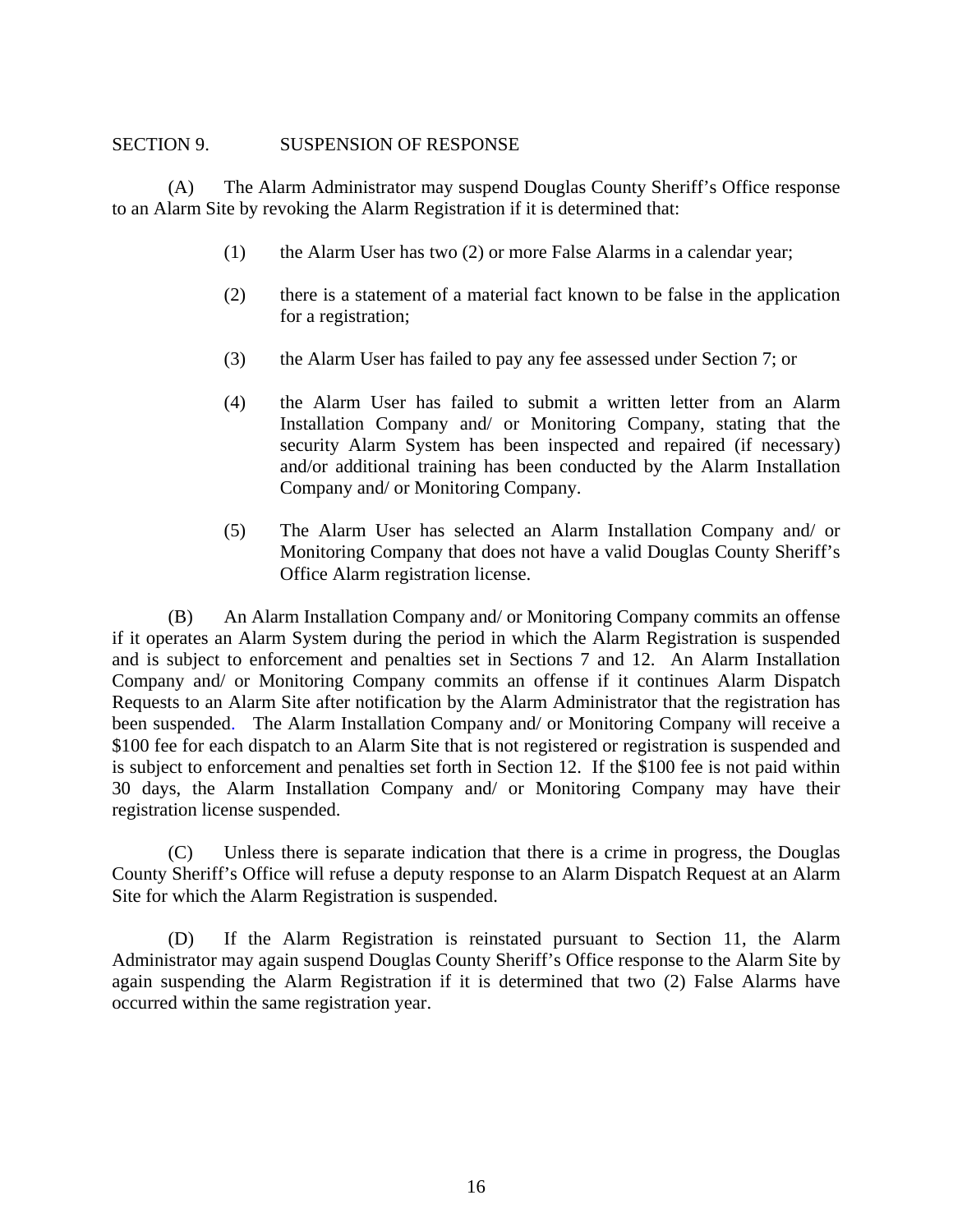## SECTION 9. SUSPENSION OF RESPONSE

(A) The Alarm Administrator may suspend Douglas County Sheriff's Office response to an Alarm Site by revoking the Alarm Registration if it is determined that:

(1) the Alarm User has two (2) or more False Alarms in a calendar year;

(2) there is a statement of a material fact known to be false in the application for a registration;

(3) the Alarm User has failed to pay any fee assessed under Section 7; or

(4) the Alarm User has failed to submit a written letter from an Alarm Installation Company and/ or Monitoring Company, stating that the security Alarm System has been inspected and repaired (if necessary) and/or additional training has been conducted by the Alarm Installation Company and/ or Monitoring Company.

(5) The Alarm User has selected an Alarm Installation Company and/ or Monitoring Company that does not have a valid Douglas County Sheriff's Office Alarm registration license.

(B) An Alarm Installation Company and/ or Monitoring Company commits an offense if it operates an Alarm System during the period in which the Alarm Registration is suspended and is subject to enforcement and penalties set in Sections 7 and 12. An Alarm Installation Company and/ or Monitoring Company commits an offense if it continues Alarm Dispatch Requests to an Alarm Site after notification by the Alarm Administrator that the registration has been suspended. The Alarm Installation Company and/ or Monitoring Company will receive a $100 fee for each dispatch to an Alarm Site that is not registered or registration is suspended and is subject to enforcement and penalties set forth in Section 12. If the $100 fee is not paid within 30 days, the Alarm Installation Company and/ or Monitoring Company may have their registration license suspended.

(C) Unless there is separate indication that there is a crime in progress, the Douglas County Sheriff's Office will refuse a deputy response to an Alarm Dispatch Request at an Alarm Site for which the Alarm Registration is suspended.

(D) If the Alarm Registration is reinstated pursuant to Section 11, the Alarm Administrator may again suspend Douglas County Sheriff's Office response to the Alarm Site by again suspending the Alarm Registration if it is determined that two (2) False Alarms have occurred within the same registration year.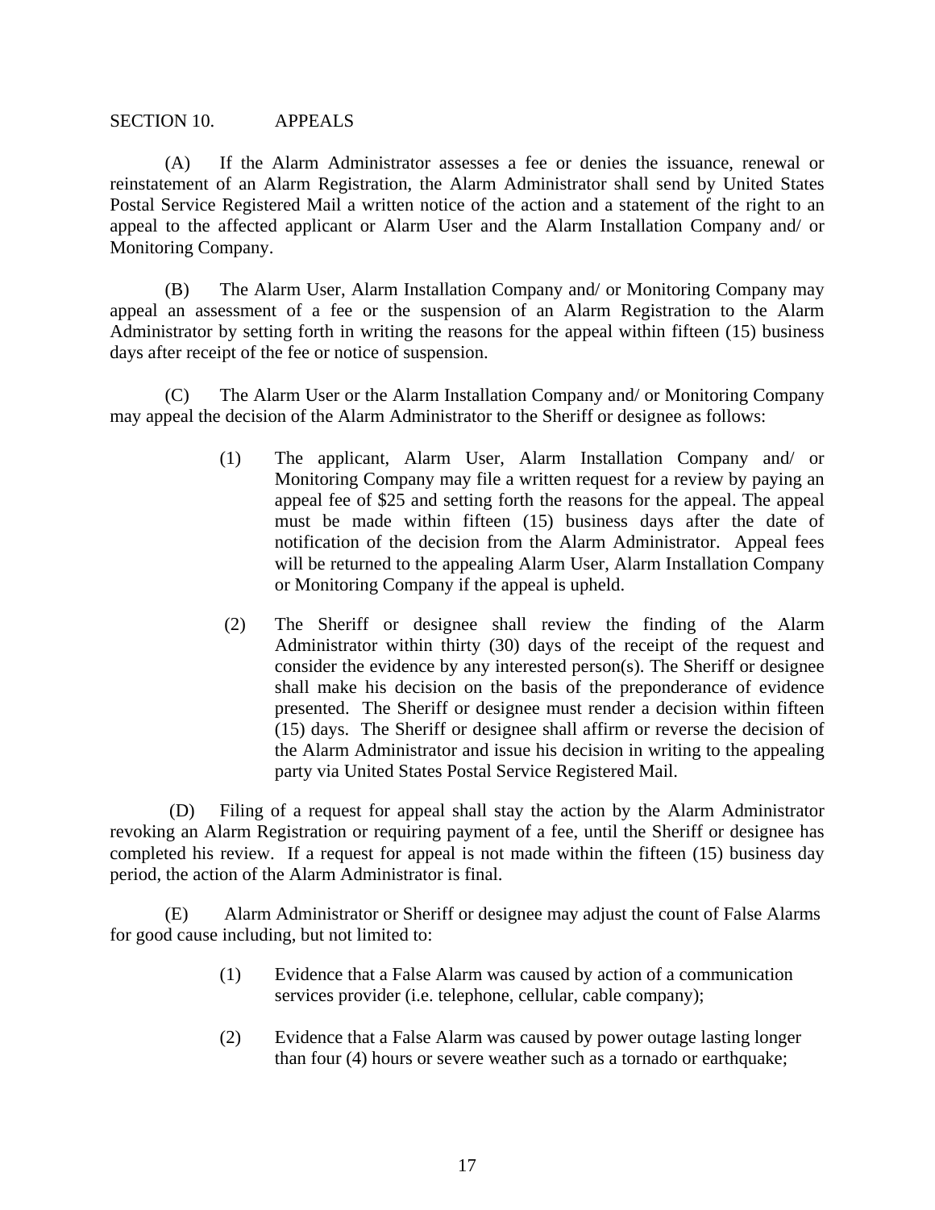## SECTION 10. APPEALS

(A) If the Alarm Administrator assesses a fee or denies the issuance, renewal or reinstatement of an Alarm Registration, the Alarm Administrator shall send by United States Postal Service Registered Mail a written notice of the action and a statement of the right to an appeal to the affected applicant or Alarm User and the Alarm Installation Company and/ or Monitoring Company.

(B) The Alarm User, Alarm Installation Company and/ or Monitoring Company may appeal an assessment of a fee or the suspension of an Alarm Registration to the Alarm Administrator by setting forth in writing the reasons for the appeal within fifteen (15) business days after receipt of the fee or notice of suspension.

(C) The Alarm User or the Alarm Installation Company and/ or Monitoring Company may appeal the decision of the Alarm Administrator to the Sheriff or designee as follows:

> (1) The applicant, Alarm User, Alarm Installation Company and/ or Monitoring Company may file a written request for a review by paying an appeal fee of $25 and setting forth the reasons for the appeal. The appeal must be made within fifteen (15) business days after the date of notification of the decision from the Alarm Administrator. Appeal fees will be returned to the appealing Alarm User, Alarm Installation Company or Monitoring Company if the appeal is upheld.
>
> (2) The Sheriff or designee shall review the finding of the Alarm Administrator within thirty (30) days of the receipt of the request and consider the evidence by any interested person(s). The Sheriff or designee shall make his decision on the basis of the preponderance of evidence presented. The Sheriff or designee must render a decision within fifteen (15) days. The Sheriff or designee shall affirm or reverse the decision of the Alarm Administrator and issue his decision in writing to the appealing party via United States Postal Service Registered Mail.

(D) Filing of a request for appeal shall stay the action by the Alarm Administrator revoking an Alarm Registration or requiring payment of a fee, until the Sheriff or designee has completed his review. If a request for appeal is not made within the fifteen (15) business day period, the action of the Alarm Administrator is final.

(E) Alarm Administrator or Sheriff or designee may adjust the count of False Alarms for good cause including, but not limited to:

> (1) Evidence that a False Alarm was caused by action of a communication services provider (i.e. telephone, cellular, cable company);
>
> (2) Evidence that a False Alarm was caused by power outage lasting longer than four (4) hours or severe weather such as a tornado or earthquake;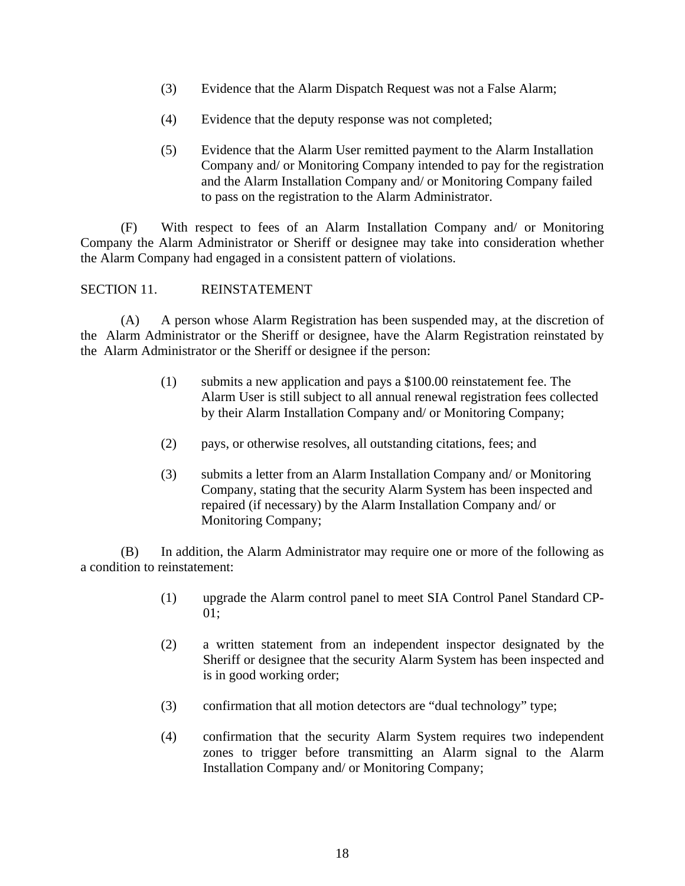(3) Evidence that the Alarm Dispatch Request was not a False Alarm;

(4) Evidence that the deputy response was not completed;

(5) Evidence that the Alarm User remitted payment to the Alarm Installation Company and/ or Monitoring Company intended to pay for the registration and the Alarm Installation Company and/ or Monitoring Company failed to pass on the registration to the Alarm Administrator.

(F) With respect to fees of an Alarm Installation Company and/ or Monitoring Company the Alarm Administrator or Sheriff or designee may take into consideration whether the Alarm Company had engaged in a consistent pattern of violations.

SECTION 11. REINSTATEMENT

(A) A person whose Alarm Registration has been suspended may, at the discretion of the Alarm Administrator or the Sheriff or designee, have the Alarm Registration reinstated by the Alarm Administrator or the Sheriff or designee if the person:

(1) submits a new application and pays a $100.00 reinstatement fee. The Alarm User is still subject to all annual renewal registration fees collected by their Alarm Installation Company and/ or Monitoring Company;

(2) pays, or otherwise resolves, all outstanding citations, fees; and

(3) submits a letter from an Alarm Installation Company and/ or Monitoring Company, stating that the security Alarm System has been inspected and repaired (if necessary) by the Alarm Installation Company and/ or Monitoring Company;

(B) In addition, the Alarm Administrator may require one or more of the following as a condition to reinstatement:

(1) upgrade the Alarm control panel to meet SIA Control Panel Standard CP-01;

(2) a written statement from an independent inspector designated by the Sheriff or designee that the security Alarm System has been inspected and is in good working order;

(3) confirmation that all motion detectors are "dual technology" type;

(4) confirmation that the security Alarm System requires two independent zones to trigger before transmitting an Alarm signal to the Alarm Installation Company and/ or Monitoring Company;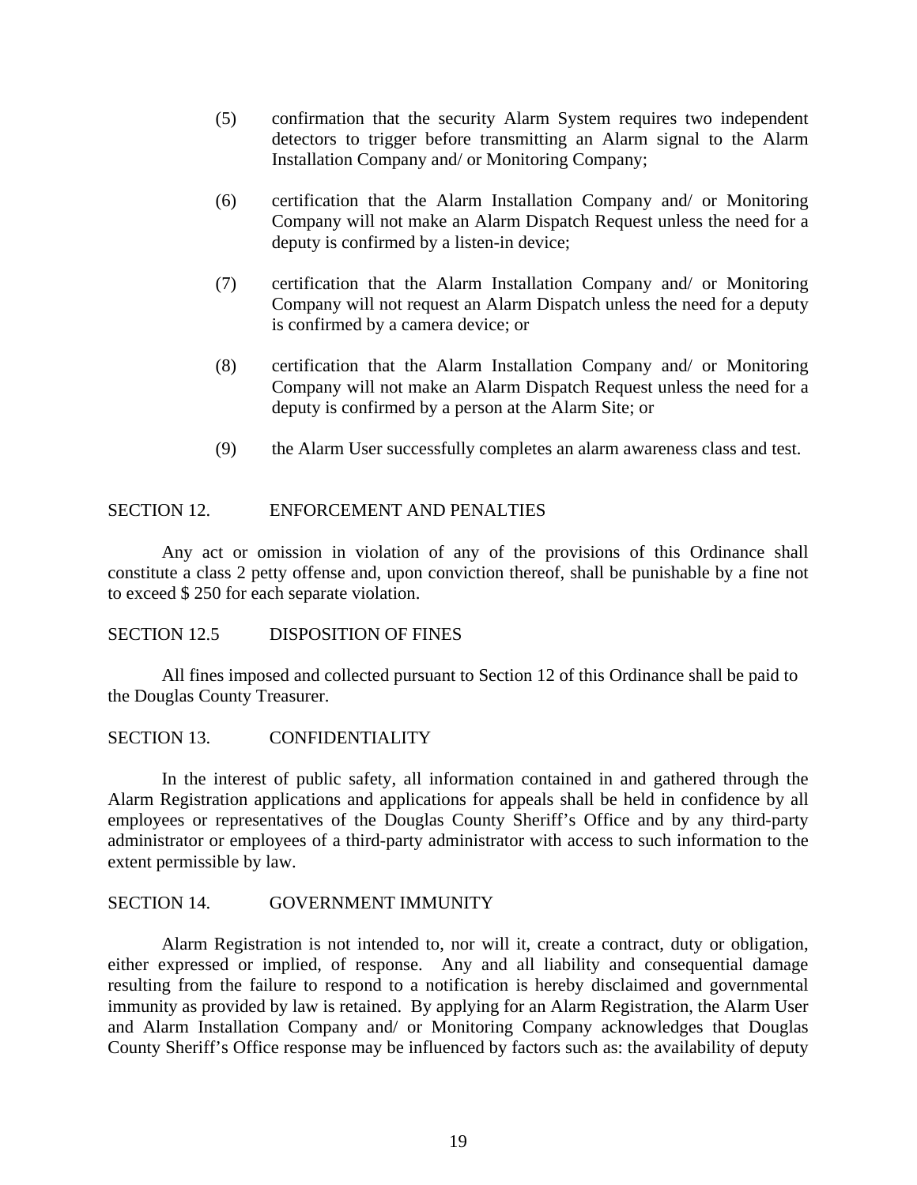(5) confirmation that the security Alarm System requires two independent detectors to trigger before transmitting an Alarm signal to the Alarm Installation Company and/ or Monitoring Company;

(6) certification that the Alarm Installation Company and/ or Monitoring Company will not make an Alarm Dispatch Request unless the need for a deputy is confirmed by a listen-in device;

(7) certification that the Alarm Installation Company and/ or Monitoring Company will not request an Alarm Dispatch unless the need for a deputy is confirmed by a camera device; or

(8) certification that the Alarm Installation Company and/ or Monitoring Company will not make an Alarm Dispatch Request unless the need for a deputy is confirmed by a person at the Alarm Site; or

(9) the Alarm User successfully completes an alarm awareness class and test.

## SECTION 12. ENFORCEMENT AND PENALTIES

Any act or omission in violation of any of the provisions of this Ordinance shall constitute a class 2 petty offense and, upon conviction thereof, shall be punishable by a fine not to exceed $ 250 for each separate violation.

## SECTION 12.5 DISPOSITION OF FINES

All fines imposed and collected pursuant to Section 12 of this Ordinance shall be paid to the Douglas County Treasurer.

## SECTION 13. CONFIDENTIALITY

In the interest of public safety, all information contained in and gathered through the Alarm Registration applications and applications for appeals shall be held in confidence by all employees or representatives of the Douglas County Sheriff's Office and by any third-party administrator or employees of a third-party administrator with access to such information to the extent permissible by law.

## SECTION 14. GOVERNMENT IMMUNITY

Alarm Registration is not intended to, nor will it, create a contract, duty or obligation, either expressed or implied, of response. Any and all liability and consequential damage resulting from the failure to respond to a notification is hereby disclaimed and governmental immunity as provided by law is retained. By applying for an Alarm Registration, the Alarm User and Alarm Installation Company and/ or Monitoring Company acknowledges that Douglas County Sheriff's Office response may be influenced by factors such as: the availability of deputy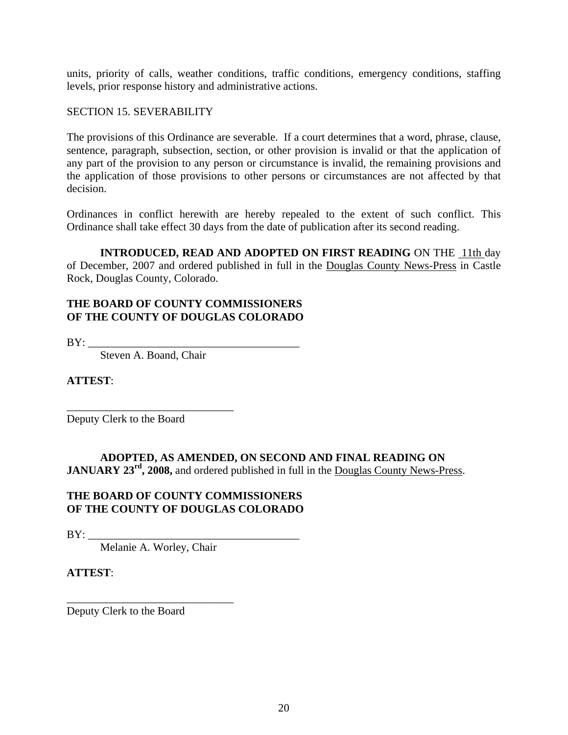units, priority of calls, weather conditions, traffic conditions, emergency conditions, staffing levels, prior response history and administrative actions.

SECTION 15. SEVERABILITY

The provisions of this Ordinance are severable. If a court determines that a word, phrase, clause, sentence, paragraph, subsection, section, or other provision is invalid or that the application of any part of the provision to any person or circumstance is invalid, the remaining provisions and the application of those provisions to other persons or circumstances are not affected by that decision.

Ordinances in conflict herewith are hereby repealed to the extent of such conflict. This Ordinance shall take effect 30 days from the date of publication after its second reading.

**INTRODUCED, READ AND ADOPTED ON FIRST READING** ON THE 11th day of December, 2007 and ordered published in full in the Douglas County News-Press in Castle Rock, Douglas County, Colorado.

**THE BOARD OF COUNTY COMMISSIONERS**
**OF THE COUNTY OF DOUGLAS COLORADO**

BY: ______________________________________
Steven A. Boand, Chair

**ATTEST**:

______________________________
Deputy Clerk to the Board

**ADOPTED, AS AMENDED, ON SECOND AND FINAL READING ON JANUARY 23rd, 2008,** and ordered published in full in the Douglas County News-Press.

**THE BOARD OF COUNTY COMMISSIONERS**
**OF THE COUNTY OF DOUGLAS COLORADO**

BY: ______________________________________
Melanie A. Worley, Chair

**ATTEST**:

______________________________
Deputy Clerk to the Board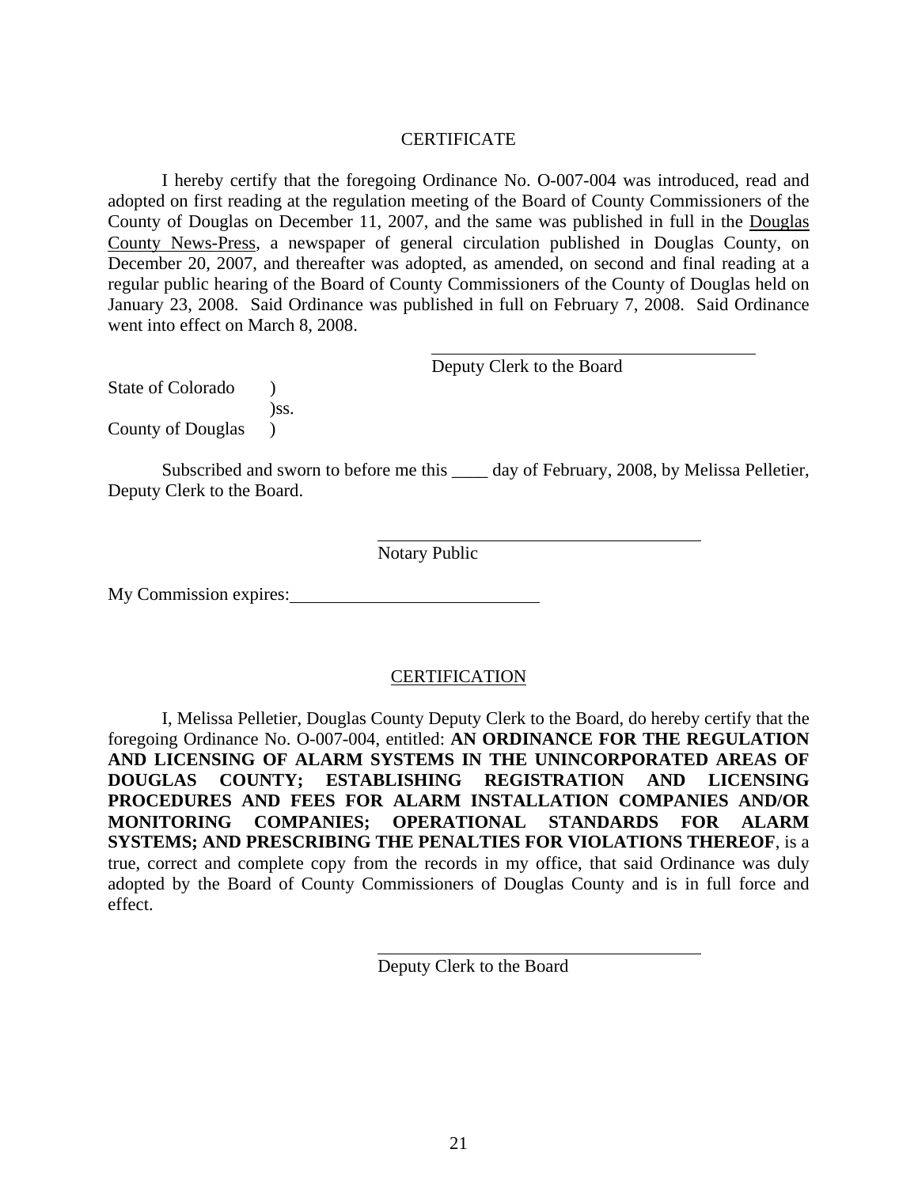## CERTIFICATE

I hereby certify that the foregoing Ordinance No. O-007-004 was introduced, read and adopted on first reading at the regulation meeting of the Board of County Commissioners of the County of Douglas on December 11, 2007, and the same was published in full in the Douglas County News-Press, a newspaper of general circulation published in Douglas County, on December 20, 2007, and thereafter was adopted, as amended, on second and final reading at a regular public hearing of the Board of County Commissioners of the County of Douglas held on January 23, 2008. Said Ordinance was published in full on February 7, 2008. Said Ordinance went into effect on March 8, 2008.

\_\_\_\_\_\_\_\_\_\_\_\_\_\_\_\_\_\_\_\_\_\_\_\_\_\_\_\_\_\_\_\_\_\_\_\_
Deputy Clerk to the Board

State of Colorado )
)ss.
County of Douglas )

Subscribed and sworn to before me this \_\_\_\_ day of February, 2008, by Melissa Pelletier, Deputy Clerk to the Board.

\_\_\_\_\_\_\_\_\_\_\_\_\_\_\_\_\_\_\_\_\_\_\_\_\_\_\_\_\_\_\_\_\_\_\_\_
Notary Public

My Commission expires:\_\_\_\_\_\_\_\_\_\_\_\_\_\_\_\_\_\_\_\_\_\_\_\_\_\_\_\_

## CERTIFICATION

I, Melissa Pelletier, Douglas County Deputy Clerk to the Board, do hereby certify that the foregoing Ordinance No. O-007-004, entitled: **AN ORDINANCE FOR THE REGULATION AND LICENSING OF ALARM SYSTEMS IN THE UNINCORPORATED AREAS OF DOUGLAS COUNTY; ESTABLISHING REGISTRATION AND LICENSING PROCEDURES AND FEES FOR ALARM INSTALLATION COMPANIES AND/OR MONITORING COMPANIES; OPERATIONAL STANDARDS FOR ALARM SYSTEMS; AND PRESCRIBING THE PENALTIES FOR VIOLATIONS THEREOF**, is a true, correct and complete copy from the records in my office, that said Ordinance was duly adopted by the Board of County Commissioners of Douglas County and is in full force and effect.

\_\_\_\_\_\_\_\_\_\_\_\_\_\_\_\_\_\_\_\_\_\_\_\_\_\_\_\_\_\_\_\_\_\_\_\_
Deputy Clerk to the Board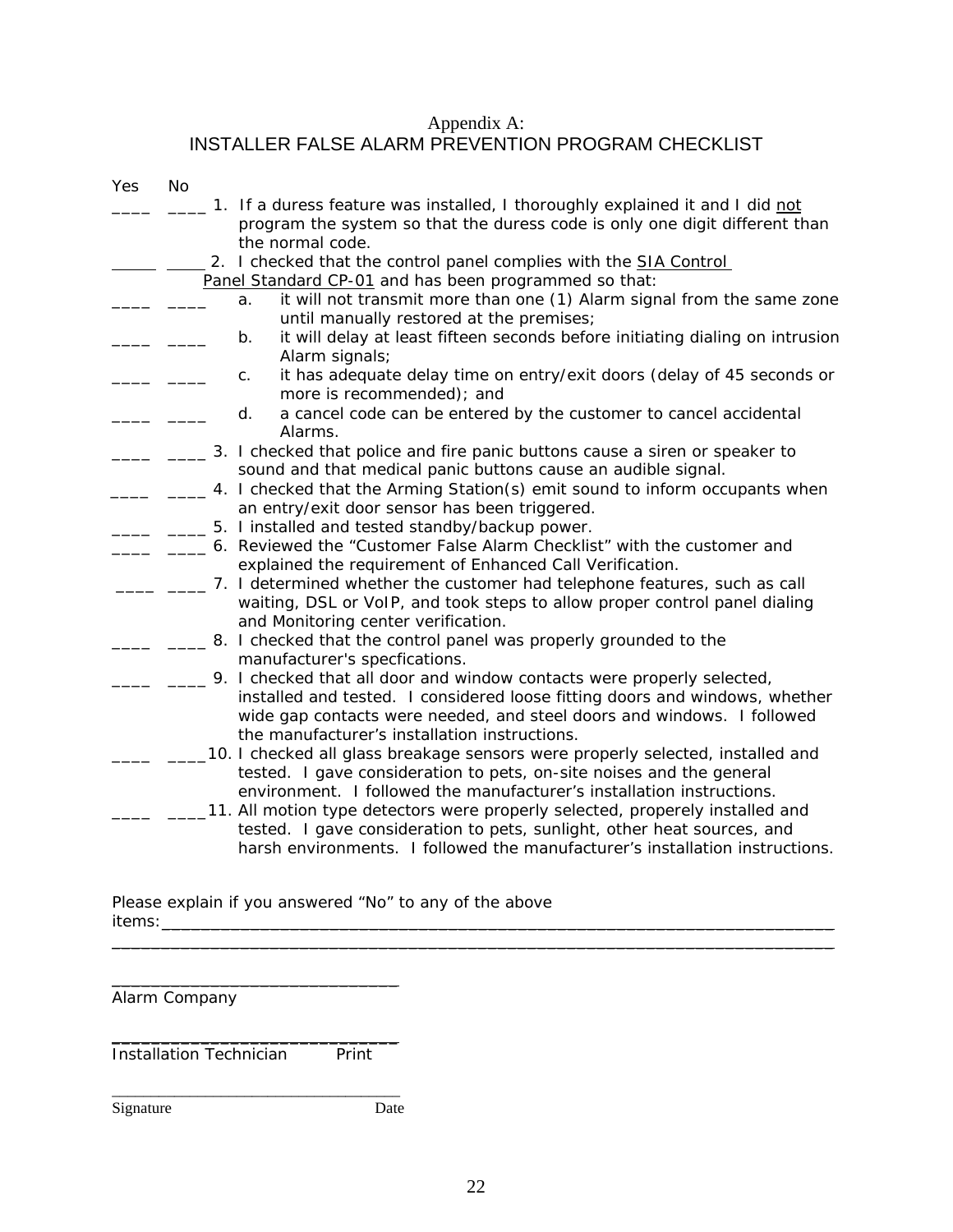# Appendix A:
## INSTALLER FALSE ALARM PREVENTION PROGRAM CHECKLIST

Yes No

____ ____ 1. If a duress feature was installed, I thoroughly explained it and I did <u>not</u> program the system so that the duress code is only one digit different than the normal code.

____ ____ 2. I checked that the control panel complies with the <u>SIA Control Panel Standard CP-01</u> and has been programmed so that:

____ ____ a. it will not transmit more than one (1) Alarm signal from the same zone until manually restored at the premises;

____ ____ b. it will delay at least fifteen seconds before initiating dialing on intrusion Alarm signals;

____ ____ c. it has adequate delay time on entry/exit doors (delay of 45 seconds or more is recommended); and

____ ____ d. a cancel code can be entered by the customer to cancel accidental Alarms.

____ ____ 3. I checked that police and fire panic buttons cause a siren or speaker to sound and that medical panic buttons cause an audible signal.

____ ____ 4. I checked that the Arming Station(s) emit sound to inform occupants when an entry/exit door sensor has been triggered.

____ ____ 5. I installed and tested standby/backup power.

____ ____ 6. Reviewed the "Customer False Alarm Checklist" with the customer and explained the requirement of Enhanced Call Verification.

____ ____ 7. I determined whether the customer had telephone features, such as call waiting, DSL or VoIP, and took steps to allow proper control panel dialing and Monitoring center verification.

____ ____ 8. I checked that the control panel was properly grounded to the manufacturer's specfications.

____ ____ 9. I checked that all door and window contacts were properly selected, installed and tested. I considered loose fitting doors and windows, whether wide gap contacts were needed, and steel doors and windows. I followed the manufacturer's installation instructions.

____ ____ 10. I checked all glass breakage sensors were properly selected, installed and tested. I gave consideration to pets, on-site noises and the general environment. I followed the manufacturer's installation instructions.

____ ____ 11. All motion type detectors were properly selected, properely installed and tested. I gave consideration to pets, sunlight, other heat sources, and harsh environments. I followed the manufacturer's installation instructions.

Please explain if you answered "No" to any of the above items:______________________________________________________________________________
______________________________________________________________________________

________________________________
Alarm Company

________________________________
Installation Technician Print

________________________________
Signature Date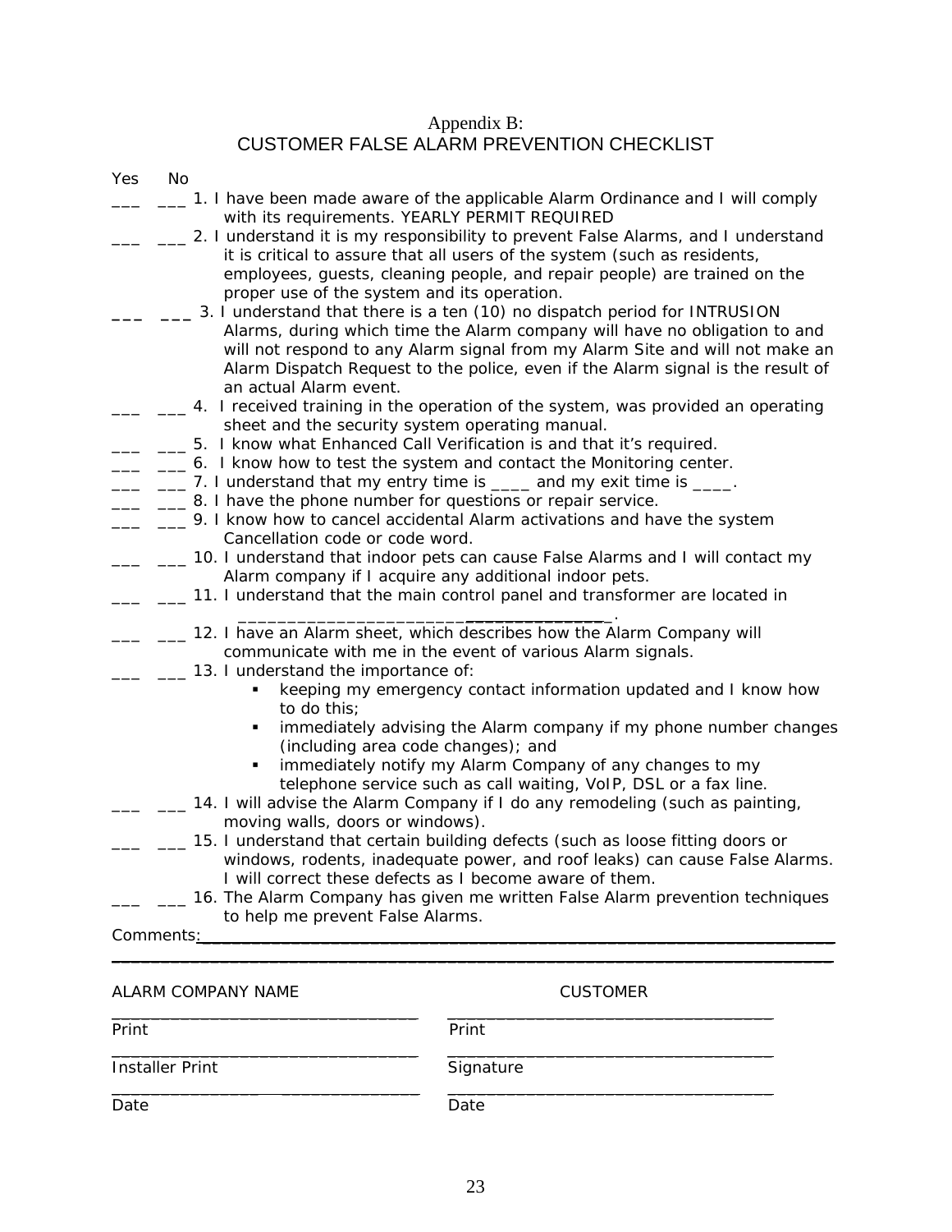# Appendix B:
## CUSTOMER FALSE ALARM PREVENTION CHECKLIST

Yes No

___ ___ 1. I have been made aware of the applicable Alarm Ordinance and I will comply with its requirements. YEARLY PERMIT REQUIRED

___ ___ 2. I understand it is my responsibility to prevent False Alarms, and I understand it is critical to assure that all users of the system (such as residents, employees, guests, cleaning people, and repair people) are trained on the proper use of the system and its operation.

___ ___ 3. I understand that there is a ten (10) no dispatch period for INTRUSION Alarms, during which time the Alarm company will have no obligation to and will not respond to any Alarm signal from my Alarm Site and will not make an Alarm Dispatch Request to the police, even if the Alarm signal is the result of an actual Alarm event.

___ ___ 4. I received training in the operation of the system, was provided an operating sheet and the security system operating manual.

___ ___ 5. I know what Enhanced Call Verification is and that it's required.

___ ___ 6. I know how to test the system and contact the Monitoring center.

___ ___ 7. I understand that my entry time is ____ and my exit time is ____.

___ ___ 8. I have the phone number for questions or repair service.

___ ___ 9. I know how to cancel accidental Alarm activations and have the system Cancellation code or code word.

___ ___ 10. I understand that indoor pets can cause False Alarms and I will contact my Alarm company if I acquire any additional indoor pets.

___ ___ 11. I understand that the main control panel and transformer are located in ______________________________________.

___ ___ 12. I have an Alarm sheet, which describes how the Alarm Company will communicate with me in the event of various Alarm signals.

___ ___ 13. I understand the importance of:

- keeping my emergency contact information updated and I know how to do this;
- immediately advising the Alarm company if my phone number changes (including area code changes); and
- immediately notify my Alarm Company of any changes to my telephone service such as call waiting, VoIP, DSL or a fax line.

___ ___ 14. I will advise the Alarm Company if I do any remodeling (such as painting, moving walls, doors or windows).

___ ___ 15. I understand that certain building defects (such as loose fitting doors or windows, rodents, inadequate power, and roof leaks) can cause False Alarms. I will correct these defects as I become aware of them.

___ ___ 16. The Alarm Company has given me written False Alarm prevention techniques to help me prevent False Alarms.

Comments:______________________________________________________________________

_______________________________________________________________________________

| ALARM COMPANY NAME | CUSTOMER |
|---|---|
| ______________________________ | ______________________________ |
| Print | Print |
| ______________________________ | ______________________________ |
| Installer Print | Signature |
| ______________________________ | ______________________________ |
| Date | Date |